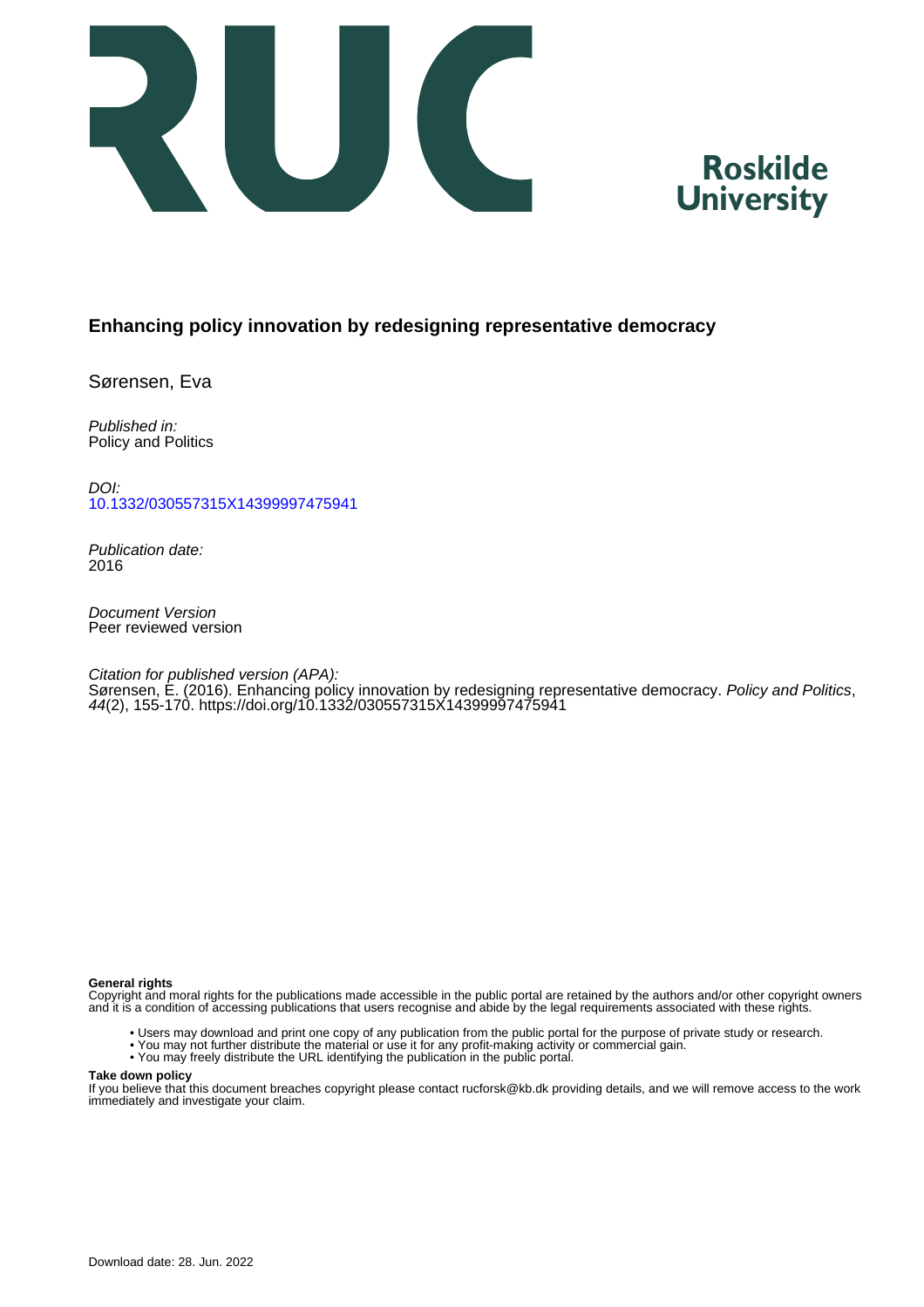# Enhancing policy innovation by redesigning representative democracy

Sørensen, Eva

*Published in:*
Policy and Politics

*DOI:*
10.1332/030557315X14399997475941

*Publication date:*
2016

*Document Version*
Peer reviewed version

*Citation for published version (APA):*
Sørensen, E. (2016). Enhancing policy innovation by redesigning representative democracy. *Policy and Politics*, *44*(2), 155-170. https://doi.org/10.1332/030557315X14399997475941

**General rights**
Copyright and moral rights for the publications made accessible in the public portal are retained by the authors and/or other copyright owners and it is a condition of accessing publications that users recognise and abide by the legal requirements associated with these rights.

- Users may download and print one copy of any publication from the public portal for the purpose of private study or research.
- You may not further distribute the material or use it for any profit-making activity or commercial gain.
- You may freely distribute the URL identifying the publication in the public portal.

**Take down policy**
If you believe that this document breaches copyright please contact rucforsk@kb.dk providing details, and we will remove access to the work immediately and investigate your claim.

Download date: 28. Jun. 2022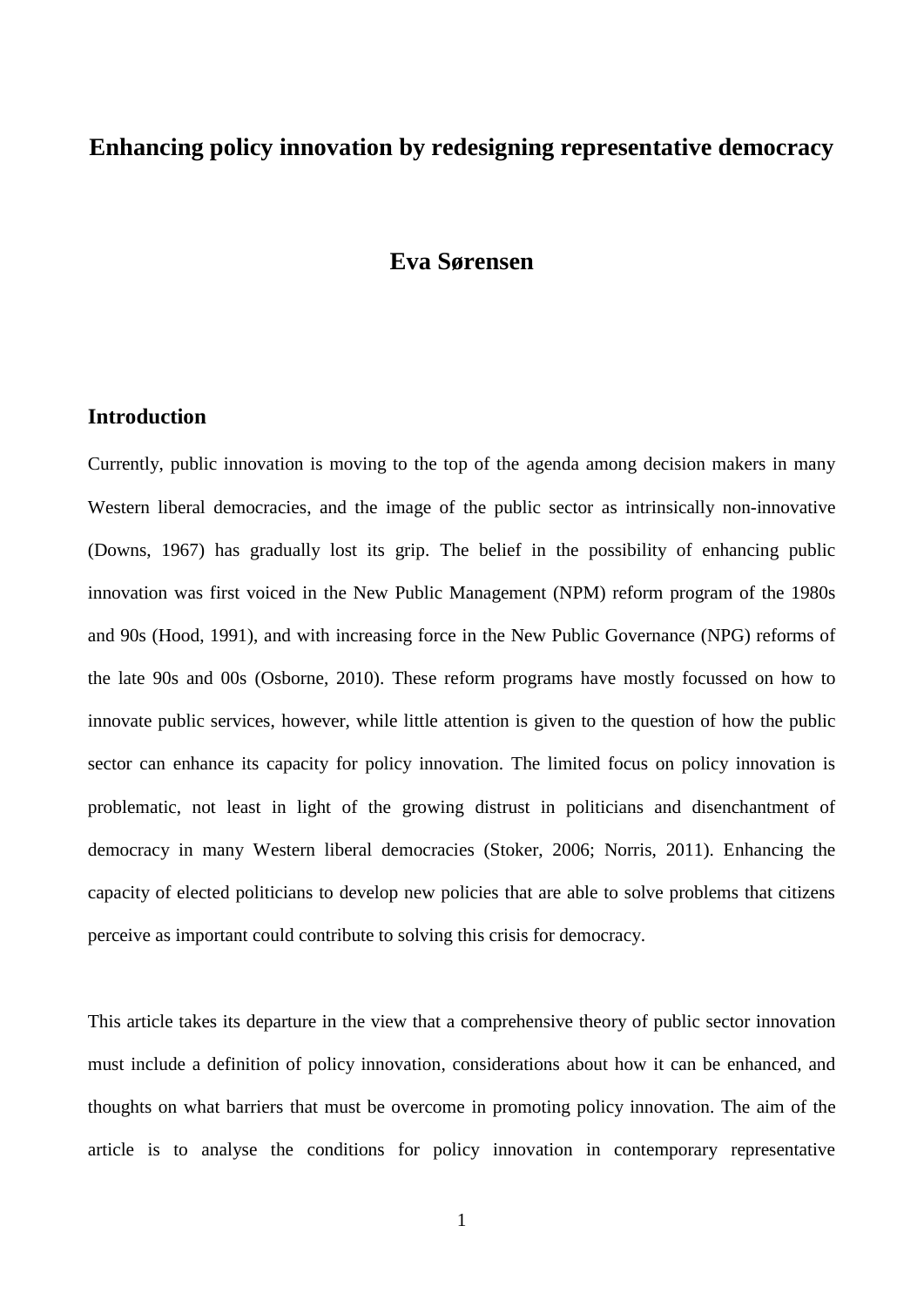# Enhancing policy innovation by redesigning representative democracy

**Eva Sørensen**

## Introduction

Currently, public innovation is moving to the top of the agenda among decision makers in many Western liberal democracies, and the image of the public sector as intrinsically non-innovative (Downs, 1967) has gradually lost its grip. The belief in the possibility of enhancing public innovation was first voiced in the New Public Management (NPM) reform program of the 1980s and 90s (Hood, 1991), and with increasing force in the New Public Governance (NPG) reforms of the late 90s and 00s (Osborne, 2010). These reform programs have mostly focussed on how to innovate public services, however, while little attention is given to the question of how the public sector can enhance its capacity for policy innovation. The limited focus on policy innovation is problematic, not least in light of the growing distrust in politicians and disenchantment of democracy in many Western liberal democracies (Stoker, 2006; Norris, 2011). Enhancing the capacity of elected politicians to develop new policies that are able to solve problems that citizens perceive as important could contribute to solving this crisis for democracy.

This article takes its departure in the view that a comprehensive theory of public sector innovation must include a definition of policy innovation, considerations about how it can be enhanced, and thoughts on what barriers that must be overcome in promoting policy innovation. The aim of the article is to analyse the conditions for policy innovation in contemporary representative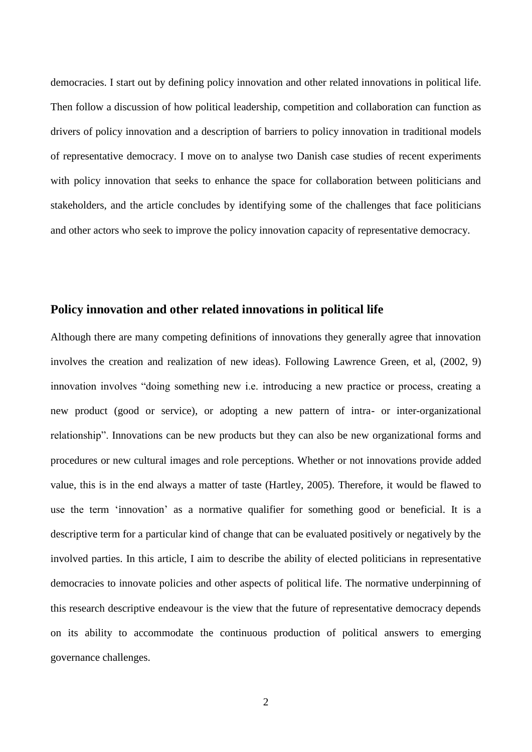democracies. I start out by defining policy innovation and other related innovations in political life. Then follow a discussion of how political leadership, competition and collaboration can function as drivers of policy innovation and a description of barriers to policy innovation in traditional models of representative democracy. I move on to analyse two Danish case studies of recent experiments with policy innovation that seeks to enhance the space for collaboration between politicians and stakeholders, and the article concludes by identifying some of the challenges that face politicians and other actors who seek to improve the policy innovation capacity of representative democracy.

## Policy innovation and other related innovations in political life

Although there are many competing definitions of innovations they generally agree that innovation involves the creation and realization of new ideas). Following Lawrence Green, et al, (2002, 9) innovation involves "doing something new i.e. introducing a new practice or process, creating a new product (good or service), or adopting a new pattern of intra- or inter-organizational relationship". Innovations can be new products but they can also be new organizational forms and procedures or new cultural images and role perceptions. Whether or not innovations provide added value, this is in the end always a matter of taste (Hartley, 2005). Therefore, it would be flawed to use the term 'innovation' as a normative qualifier for something good or beneficial. It is a descriptive term for a particular kind of change that can be evaluated positively or negatively by the involved parties. In this article, I aim to describe the ability of elected politicians in representative democracies to innovate policies and other aspects of political life. The normative underpinning of this research descriptive endeavour is the view that the future of representative democracy depends on its ability to accommodate the continuous production of political answers to emerging governance challenges.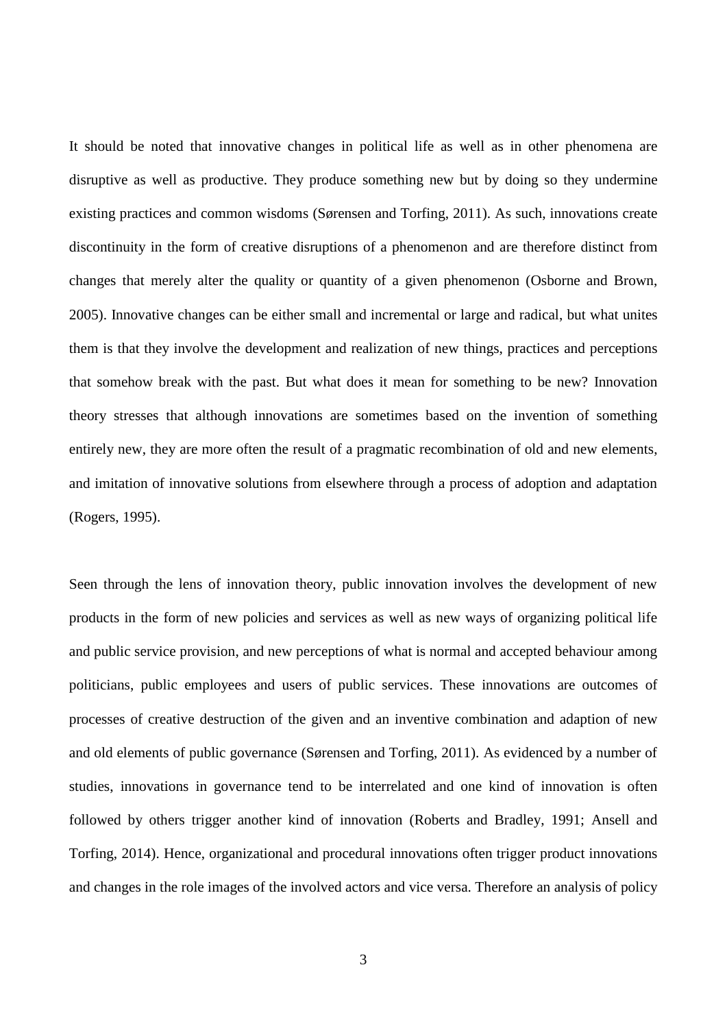It should be noted that innovative changes in political life as well as in other phenomena are disruptive as well as productive. They produce something new but by doing so they undermine existing practices and common wisdoms (Sørensen and Torfing, 2011). As such, innovations create discontinuity in the form of creative disruptions of a phenomenon and are therefore distinct from changes that merely alter the quality or quantity of a given phenomenon (Osborne and Brown, 2005). Innovative changes can be either small and incremental or large and radical, but what unites them is that they involve the development and realization of new things, practices and perceptions that somehow break with the past. But what does it mean for something to be new? Innovation theory stresses that although innovations are sometimes based on the invention of something entirely new, they are more often the result of a pragmatic recombination of old and new elements, and imitation of innovative solutions from elsewhere through a process of adoption and adaptation (Rogers, 1995).

Seen through the lens of innovation theory, public innovation involves the development of new products in the form of new policies and services as well as new ways of organizing political life and public service provision, and new perceptions of what is normal and accepted behaviour among politicians, public employees and users of public services. These innovations are outcomes of processes of creative destruction of the given and an inventive combination and adaption of new and old elements of public governance (Sørensen and Torfing, 2011). As evidenced by a number of studies, innovations in governance tend to be interrelated and one kind of innovation is often followed by others trigger another kind of innovation (Roberts and Bradley, 1991; Ansell and Torfing, 2014). Hence, organizational and procedural innovations often trigger product innovations and changes in the role images of the involved actors and vice versa. Therefore an analysis of policy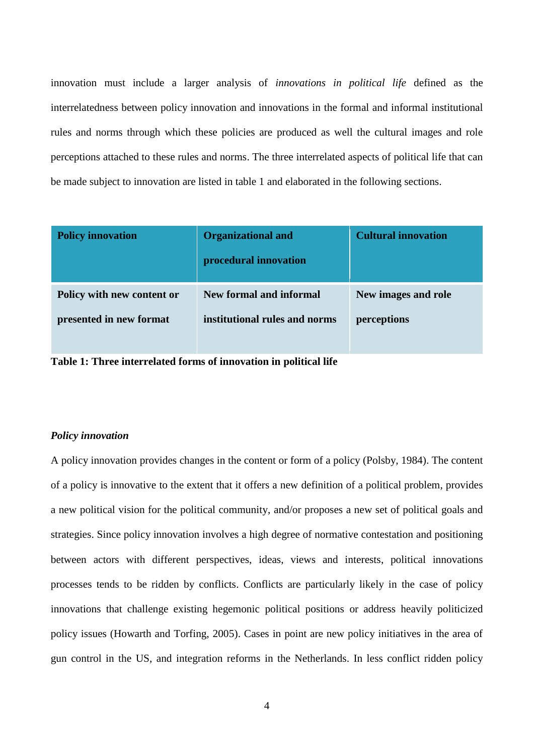innovation must include a larger analysis of *innovations in political life* defined as the interrelatedness between policy innovation and innovations in the formal and informal institutional rules and norms through which these policies are produced as well the cultural images and role perceptions attached to these rules and norms. The three interrelated aspects of political life that can be made subject to innovation are listed in table 1 and elaborated in the following sections.

| **Policy innovation** | **Organizational and procedural innovation** | **Cultural innovation** |
|---|---|---|
| **Policy with new content or presented in new format** | **New formal and informal institutional rules and norms** | **New images and role perceptions** |

**Table 1: Three interrelated forms of innovation in political life**

***Policy innovation***

A policy innovation provides changes in the content or form of a policy (Polsby, 1984). The content of a policy is innovative to the extent that it offers a new definition of a political problem, provides a new political vision for the political community, and/or proposes a new set of political goals and strategies. Since policy innovation involves a high degree of normative contestation and positioning between actors with different perspectives, ideas, views and interests, political innovations processes tends to be ridden by conflicts. Conflicts are particularly likely in the case of policy innovations that challenge existing hegemonic political positions or address heavily politicized policy issues (Howarth and Torfing, 2005). Cases in point are new policy initiatives in the area of gun control in the US, and integration reforms in the Netherlands. In less conflict ridden policy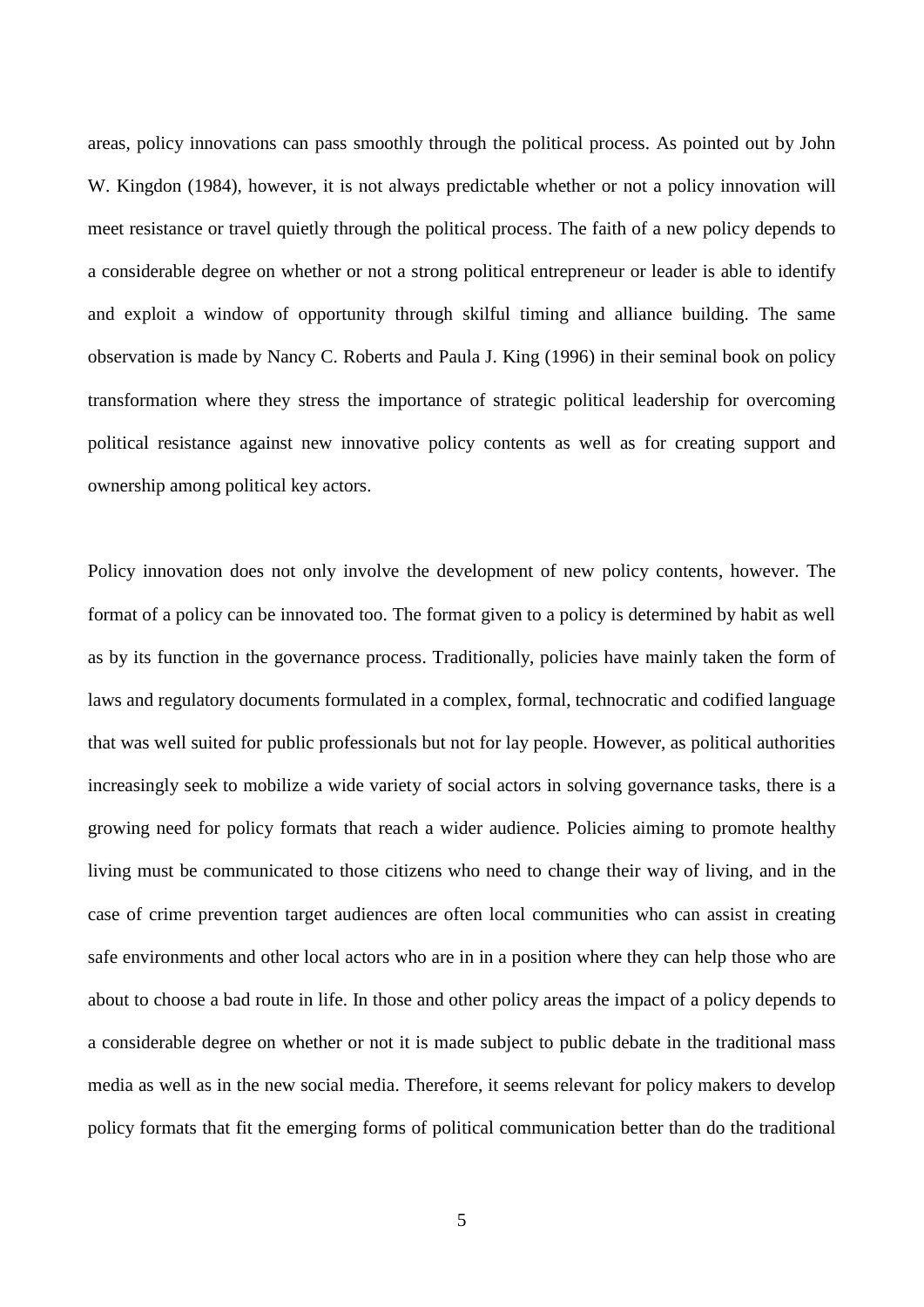areas, policy innovations can pass smoothly through the political process. As pointed out by John W. Kingdon (1984), however, it is not always predictable whether or not a policy innovation will meet resistance or travel quietly through the political process. The faith of a new policy depends to a considerable degree on whether or not a strong political entrepreneur or leader is able to identify and exploit a window of opportunity through skilful timing and alliance building. The same observation is made by Nancy C. Roberts and Paula J. King (1996) in their seminal book on policy transformation where they stress the importance of strategic political leadership for overcoming political resistance against new innovative policy contents as well as for creating support and ownership among political key actors.

Policy innovation does not only involve the development of new policy contents, however. The format of a policy can be innovated too. The format given to a policy is determined by habit as well as by its function in the governance process. Traditionally, policies have mainly taken the form of laws and regulatory documents formulated in a complex, formal, technocratic and codified language that was well suited for public professionals but not for lay people. However, as political authorities increasingly seek to mobilize a wide variety of social actors in solving governance tasks, there is a growing need for policy formats that reach a wider audience. Policies aiming to promote healthy living must be communicated to those citizens who need to change their way of living, and in the case of crime prevention target audiences are often local communities who can assist in creating safe environments and other local actors who are in in a position where they can help those who are about to choose a bad route in life. In those and other policy areas the impact of a policy depends to a considerable degree on whether or not it is made subject to public debate in the traditional mass media as well as in the new social media. Therefore, it seems relevant for policy makers to develop policy formats that fit the emerging forms of political communication better than do the traditional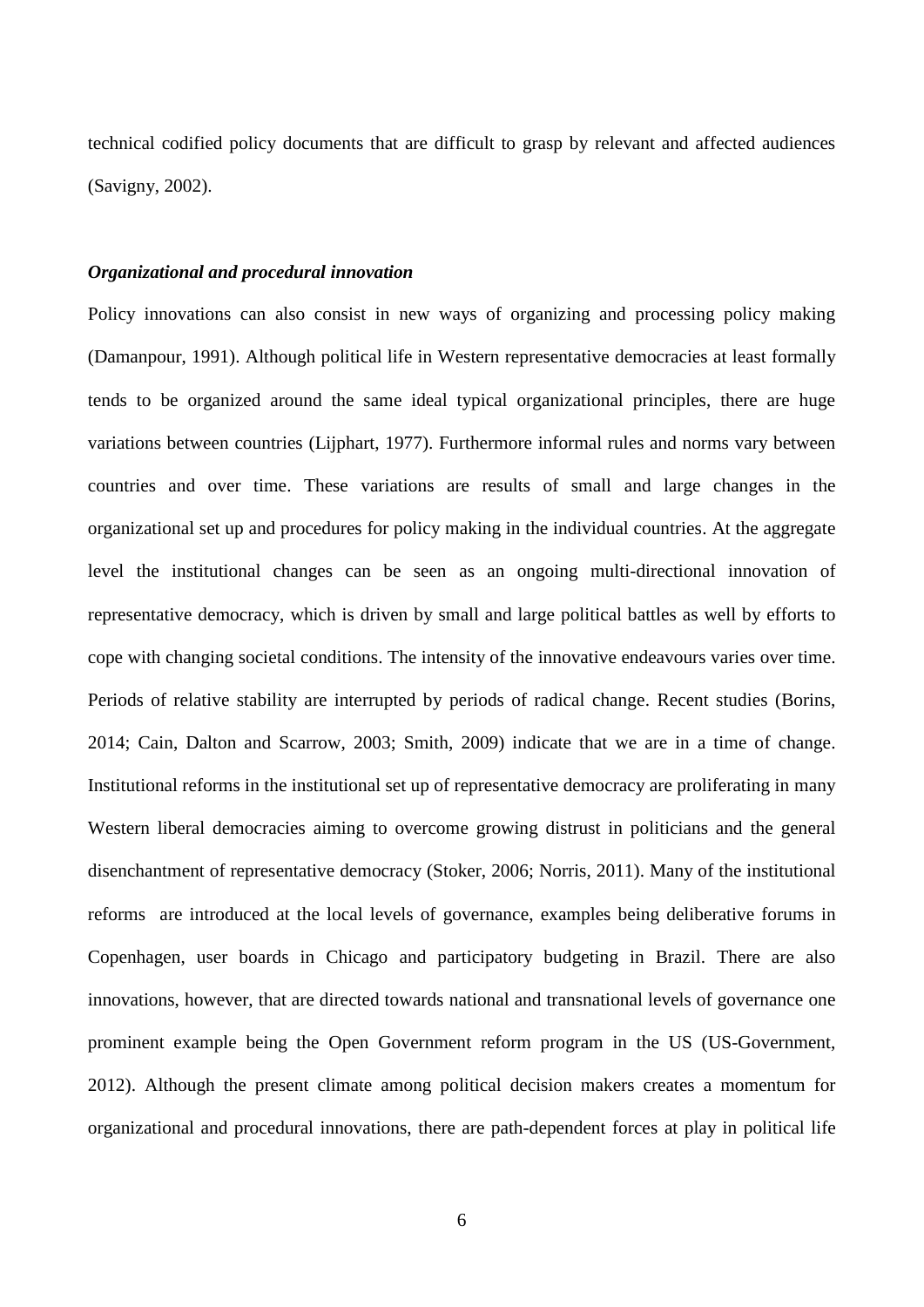technical codified policy documents that are difficult to grasp by relevant and affected audiences (Savigny, 2002).

### *Organizational and procedural innovation*

Policy innovations can also consist in new ways of organizing and processing policy making (Damanpour, 1991). Although political life in Western representative democracies at least formally tends to be organized around the same ideal typical organizational principles, there are huge variations between countries (Lijphart, 1977). Furthermore informal rules and norms vary between countries and over time. These variations are results of small and large changes in the organizational set up and procedures for policy making in the individual countries. At the aggregate level the institutional changes can be seen as an ongoing multi-directional innovation of representative democracy, which is driven by small and large political battles as well by efforts to cope with changing societal conditions. The intensity of the innovative endeavours varies over time. Periods of relative stability are interrupted by periods of radical change. Recent studies (Borins, 2014; Cain, Dalton and Scarrow, 2003; Smith, 2009) indicate that we are in a time of change. Institutional reforms in the institutional set up of representative democracy are proliferating in many Western liberal democracies aiming to overcome growing distrust in politicians and the general disenchantment of representative democracy (Stoker, 2006; Norris, 2011). Many of the institutional reforms are introduced at the local levels of governance, examples being deliberative forums in Copenhagen, user boards in Chicago and participatory budgeting in Brazil. There are also innovations, however, that are directed towards national and transnational levels of governance one prominent example being the Open Government reform program in the US (US-Government, 2012). Although the present climate among political decision makers creates a momentum for organizational and procedural innovations, there are path-dependent forces at play in political life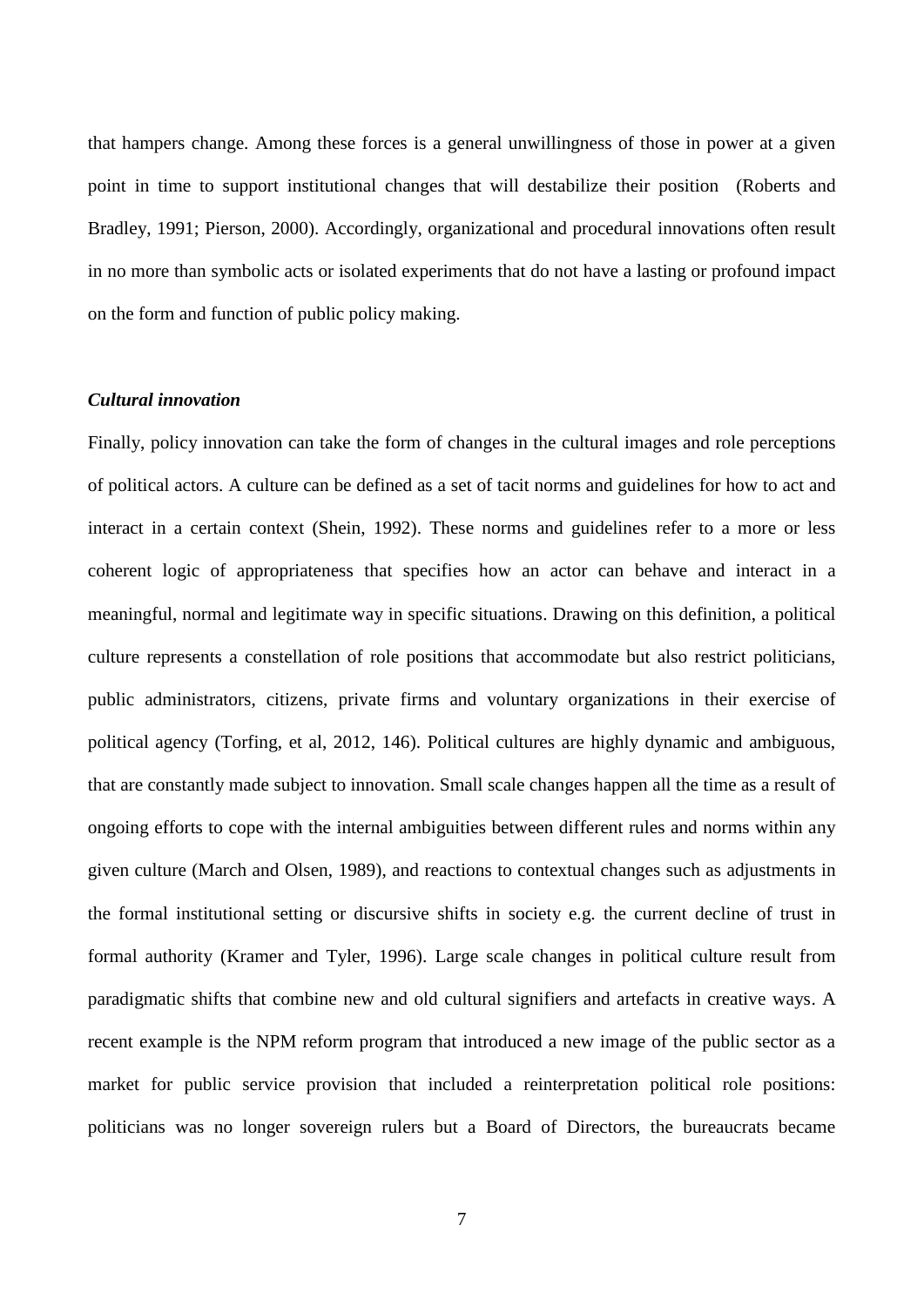that hampers change. Among these forces is a general unwillingness of those in power at a given point in time to support institutional changes that will destabilize their position (Roberts and Bradley, 1991; Pierson, 2000). Accordingly, organizational and procedural innovations often result in no more than symbolic acts or isolated experiments that do not have a lasting or profound impact on the form and function of public policy making.

***Cultural innovation***

Finally, policy innovation can take the form of changes in the cultural images and role perceptions of political actors. A culture can be defined as a set of tacit norms and guidelines for how to act and interact in a certain context (Shein, 1992). These norms and guidelines refer to a more or less coherent logic of appropriateness that specifies how an actor can behave and interact in a meaningful, normal and legitimate way in specific situations. Drawing on this definition, a political culture represents a constellation of role positions that accommodate but also restrict politicians, public administrators, citizens, private firms and voluntary organizations in their exercise of political agency (Torfing, et al, 2012, 146). Political cultures are highly dynamic and ambiguous, that are constantly made subject to innovation. Small scale changes happen all the time as a result of ongoing efforts to cope with the internal ambiguities between different rules and norms within any given culture (March and Olsen, 1989), and reactions to contextual changes such as adjustments in the formal institutional setting or discursive shifts in society e.g. the current decline of trust in formal authority (Kramer and Tyler, 1996). Large scale changes in political culture result from paradigmatic shifts that combine new and old cultural signifiers and artefacts in creative ways. A recent example is the NPM reform program that introduced a new image of the public sector as a market for public service provision that included a reinterpretation political role positions: politicians was no longer sovereign rulers but a Board of Directors, the bureaucrats became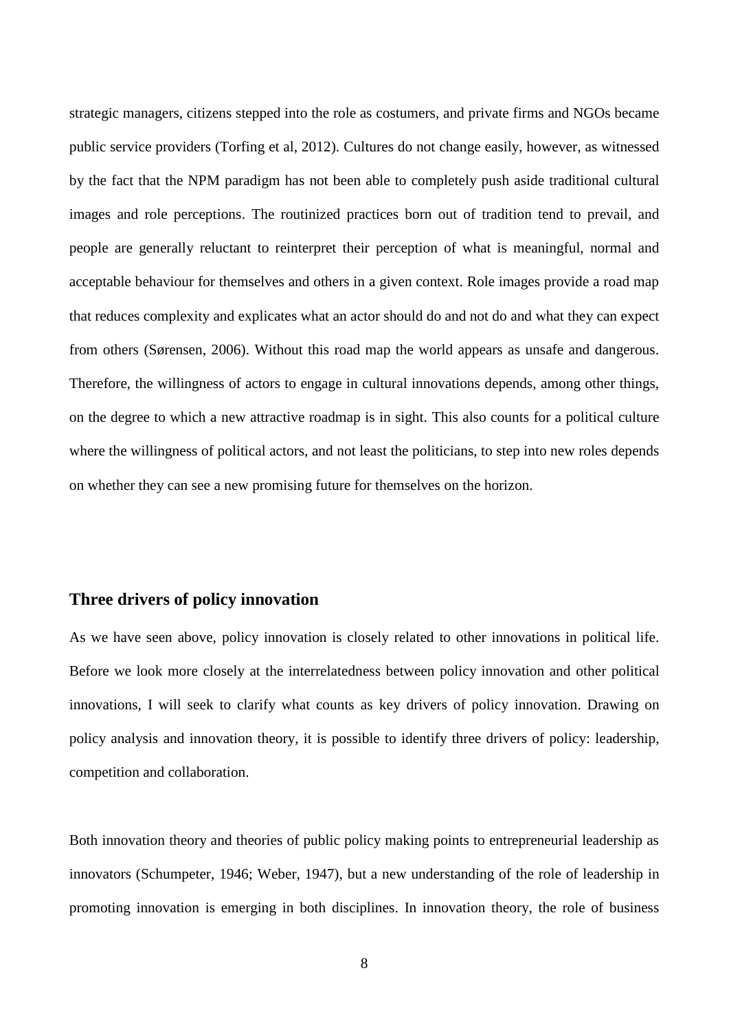strategic managers, citizens stepped into the role as costumers, and private firms and NGOs became public service providers (Torfing et al, 2012). Cultures do not change easily, however, as witnessed by the fact that the NPM paradigm has not been able to completely push aside traditional cultural images and role perceptions. The routinized practices born out of tradition tend to prevail, and people are generally reluctant to reinterpret their perception of what is meaningful, normal and acceptable behaviour for themselves and others in a given context. Role images provide a road map that reduces complexity and explicates what an actor should do and not do and what they can expect from others (Sørensen, 2006). Without this road map the world appears as unsafe and dangerous. Therefore, the willingness of actors to engage in cultural innovations depends, among other things, on the degree to which a new attractive roadmap is in sight. This also counts for a political culture where the willingness of political actors, and not least the politicians, to step into new roles depends on whether they can see a new promising future for themselves on the horizon.

## Three drivers of policy innovation

As we have seen above, policy innovation is closely related to other innovations in political life. Before we look more closely at the interrelatedness between policy innovation and other political innovations, I will seek to clarify what counts as key drivers of policy innovation. Drawing on policy analysis and innovation theory, it is possible to identify three drivers of policy: leadership, competition and collaboration.

Both innovation theory and theories of public policy making points to entrepreneurial leadership as innovators (Schumpeter, 1946; Weber, 1947), but a new understanding of the role of leadership in promoting innovation is emerging in both disciplines. In innovation theory, the role of business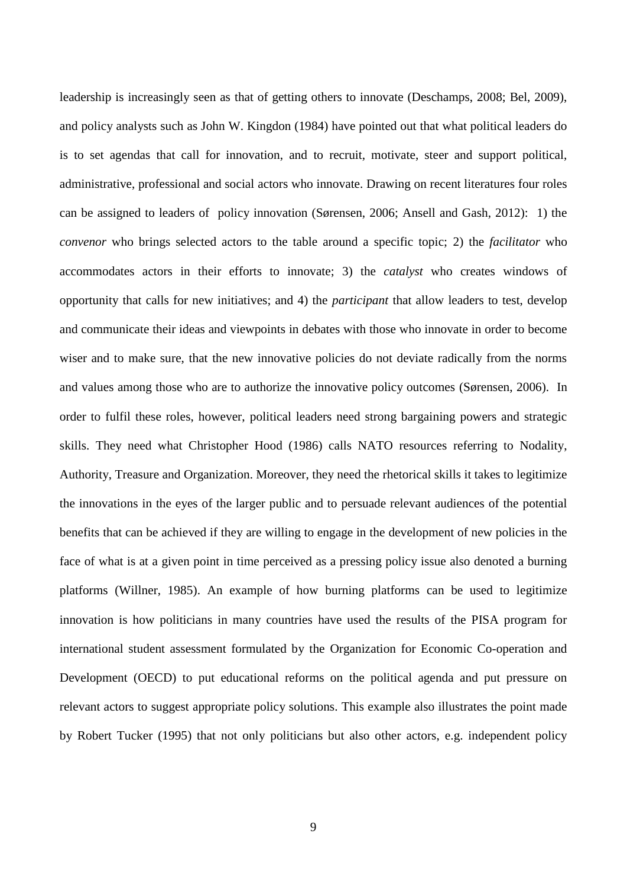leadership is increasingly seen as that of getting others to innovate (Deschamps, 2008; Bel, 2009), and policy analysts such as John W. Kingdon (1984) have pointed out that what political leaders do is to set agendas that call for innovation, and to recruit, motivate, steer and support political, administrative, professional and social actors who innovate. Drawing on recent literatures four roles can be assigned to leaders of policy innovation (Sørensen, 2006; Ansell and Gash, 2012): 1) the *convenor* who brings selected actors to the table around a specific topic; 2) the *facilitator* who accommodates actors in their efforts to innovate; 3) the *catalyst* who creates windows of opportunity that calls for new initiatives; and 4) the *participant* that allow leaders to test, develop and communicate their ideas and viewpoints in debates with those who innovate in order to become wiser and to make sure, that the new innovative policies do not deviate radically from the norms and values among those who are to authorize the innovative policy outcomes (Sørensen, 2006). In order to fulfil these roles, however, political leaders need strong bargaining powers and strategic skills. They need what Christopher Hood (1986) calls NATO resources referring to Nodality, Authority, Treasure and Organization. Moreover, they need the rhetorical skills it takes to legitimize the innovations in the eyes of the larger public and to persuade relevant audiences of the potential benefits that can be achieved if they are willing to engage in the development of new policies in the face of what is at a given point in time perceived as a pressing policy issue also denoted a burning platforms (Willner, 1985). An example of how burning platforms can be used to legitimize innovation is how politicians in many countries have used the results of the PISA program for international student assessment formulated by the Organization for Economic Co-operation and Development (OECD) to put educational reforms on the political agenda and put pressure on relevant actors to suggest appropriate policy solutions. This example also illustrates the point made by Robert Tucker (1995) that not only politicians but also other actors, e.g. independent policy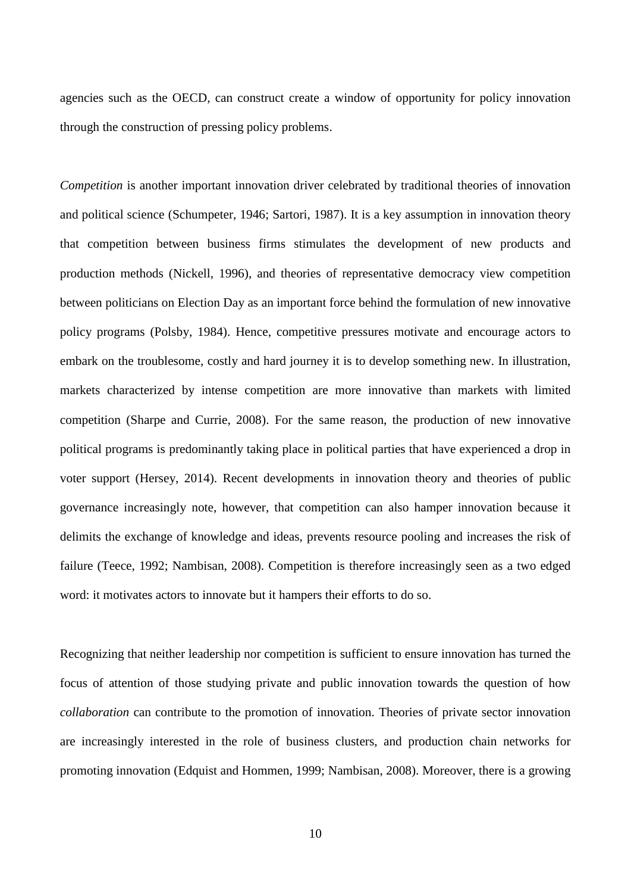agencies such as the OECD, can construct create a window of opportunity for policy innovation through the construction of pressing policy problems.

*Competition* is another important innovation driver celebrated by traditional theories of innovation and political science (Schumpeter, 1946; Sartori, 1987). It is a key assumption in innovation theory that competition between business firms stimulates the development of new products and production methods (Nickell, 1996), and theories of representative democracy view competition between politicians on Election Day as an important force behind the formulation of new innovative policy programs (Polsby, 1984). Hence, competitive pressures motivate and encourage actors to embark on the troublesome, costly and hard journey it is to develop something new. In illustration, markets characterized by intense competition are more innovative than markets with limited competition (Sharpe and Currie, 2008). For the same reason, the production of new innovative political programs is predominantly taking place in political parties that have experienced a drop in voter support (Hersey, 2014). Recent developments in innovation theory and theories of public governance increasingly note, however, that competition can also hamper innovation because it delimits the exchange of knowledge and ideas, prevents resource pooling and increases the risk of failure (Teece, 1992; Nambisan, 2008). Competition is therefore increasingly seen as a two edged word: it motivates actors to innovate but it hampers their efforts to do so.

Recognizing that neither leadership nor competition is sufficient to ensure innovation has turned the focus of attention of those studying private and public innovation towards the question of how *collaboration* can contribute to the promotion of innovation. Theories of private sector innovation are increasingly interested in the role of business clusters, and production chain networks for promoting innovation (Edquist and Hommen, 1999; Nambisan, 2008). Moreover, there is a growing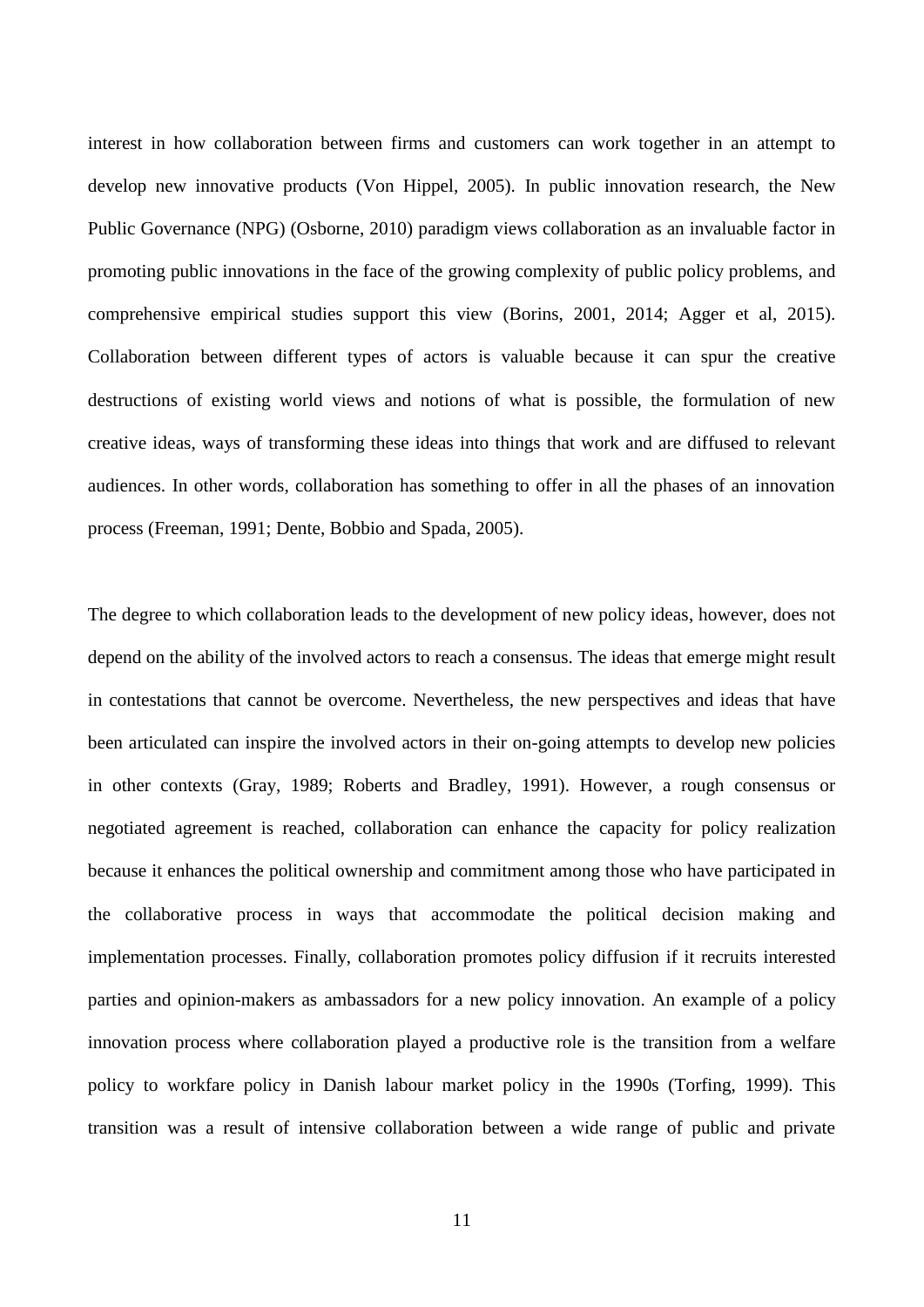interest in how collaboration between firms and customers can work together in an attempt to develop new innovative products (Von Hippel, 2005). In public innovation research, the New Public Governance (NPG) (Osborne, 2010) paradigm views collaboration as an invaluable factor in promoting public innovations in the face of the growing complexity of public policy problems, and comprehensive empirical studies support this view (Borins, 2001, 2014; Agger et al, 2015). Collaboration between different types of actors is valuable because it can spur the creative destructions of existing world views and notions of what is possible, the formulation of new creative ideas, ways of transforming these ideas into things that work and are diffused to relevant audiences. In other words, collaboration has something to offer in all the phases of an innovation process (Freeman, 1991; Dente, Bobbio and Spada, 2005).

The degree to which collaboration leads to the development of new policy ideas, however, does not depend on the ability of the involved actors to reach a consensus. The ideas that emerge might result in contestations that cannot be overcome. Nevertheless, the new perspectives and ideas that have been articulated can inspire the involved actors in their on-going attempts to develop new policies in other contexts (Gray, 1989; Roberts and Bradley, 1991). However, a rough consensus or negotiated agreement is reached, collaboration can enhance the capacity for policy realization because it enhances the political ownership and commitment among those who have participated in the collaborative process in ways that accommodate the political decision making and implementation processes. Finally, collaboration promotes policy diffusion if it recruits interested parties and opinion-makers as ambassadors for a new policy innovation. An example of a policy innovation process where collaboration played a productive role is the transition from a welfare policy to workfare policy in Danish labour market policy in the 1990s (Torfing, 1999). This transition was a result of intensive collaboration between a wide range of public and private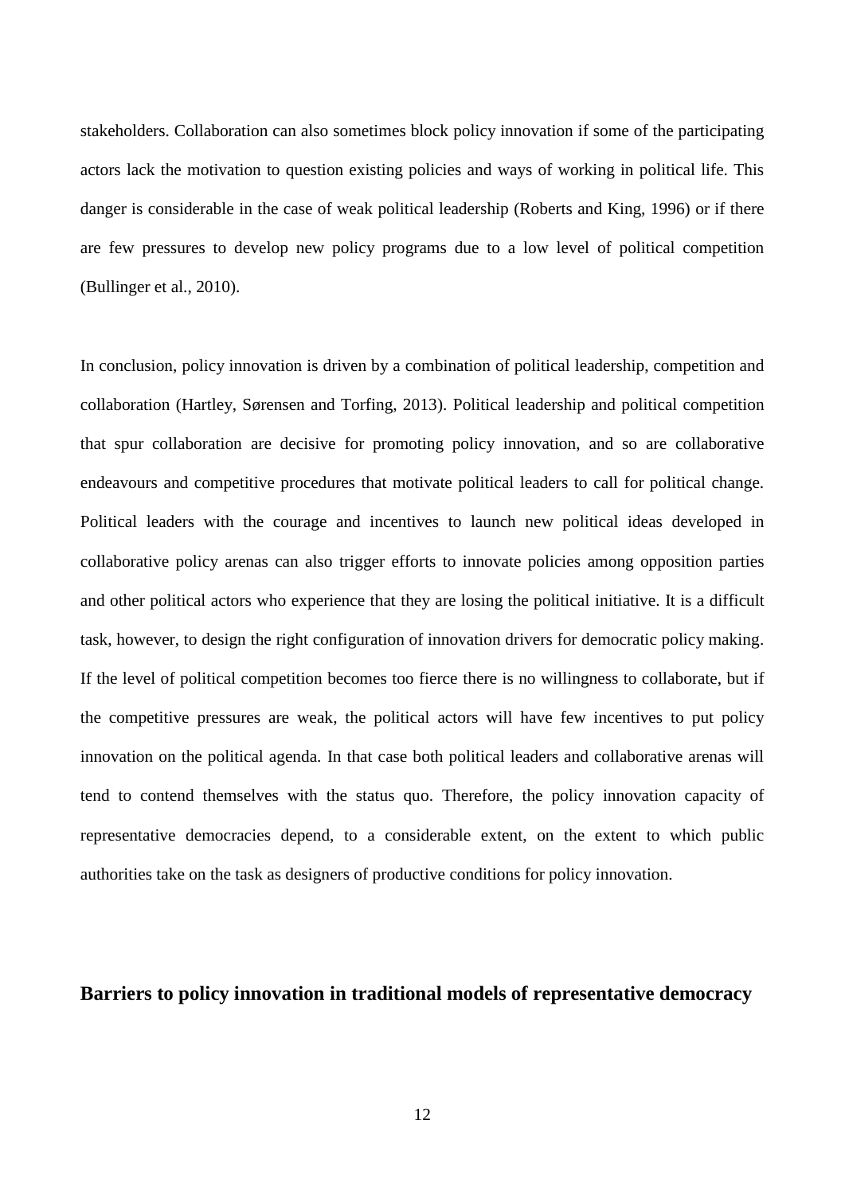stakeholders. Collaboration can also sometimes block policy innovation if some of the participating actors lack the motivation to question existing policies and ways of working in political life. This danger is considerable in the case of weak political leadership (Roberts and King, 1996) or if there are few pressures to develop new policy programs due to a low level of political competition (Bullinger et al., 2010).

In conclusion, policy innovation is driven by a combination of political leadership, competition and collaboration (Hartley, Sørensen and Torfing, 2013). Political leadership and political competition that spur collaboration are decisive for promoting policy innovation, and so are collaborative endeavours and competitive procedures that motivate political leaders to call for political change. Political leaders with the courage and incentives to launch new political ideas developed in collaborative policy arenas can also trigger efforts to innovate policies among opposition parties and other political actors who experience that they are losing the political initiative. It is a difficult task, however, to design the right configuration of innovation drivers for democratic policy making. If the level of political competition becomes too fierce there is no willingness to collaborate, but if the competitive pressures are weak, the political actors will have few incentives to put policy innovation on the political agenda. In that case both political leaders and collaborative arenas will tend to contend themselves with the status quo. Therefore, the policy innovation capacity of representative democracies depend, to a considerable extent, on the extent to which public authorities take on the task as designers of productive conditions for policy innovation.

## Barriers to policy innovation in traditional models of representative democracy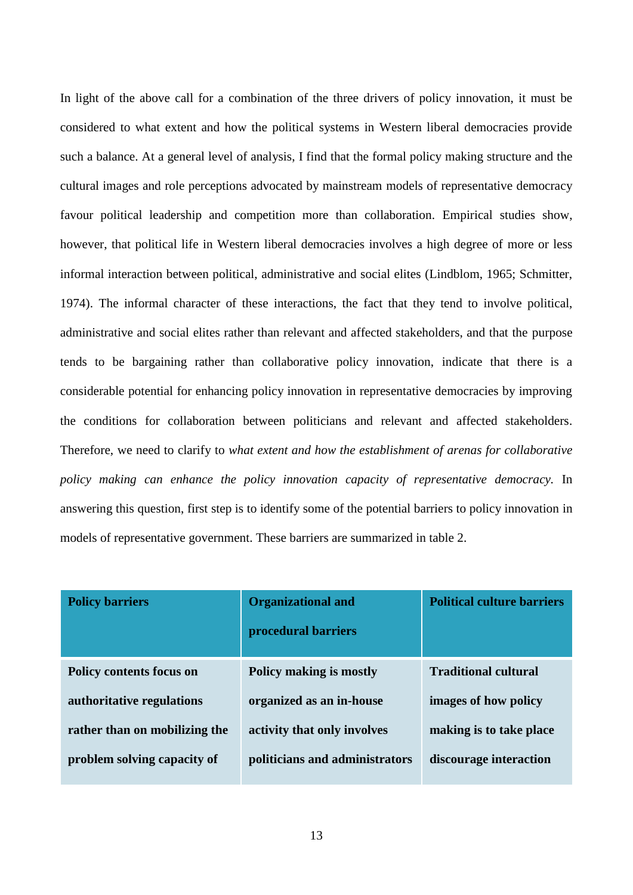In light of the above call for a combination of the three drivers of policy innovation, it must be considered to what extent and how the political systems in Western liberal democracies provide such a balance. At a general level of analysis, I find that the formal policy making structure and the cultural images and role perceptions advocated by mainstream models of representative democracy favour political leadership and competition more than collaboration. Empirical studies show, however, that political life in Western liberal democracies involves a high degree of more or less informal interaction between political, administrative and social elites (Lindblom, 1965; Schmitter, 1974). The informal character of these interactions, the fact that they tend to involve political, administrative and social elites rather than relevant and affected stakeholders, and that the purpose tends to be bargaining rather than collaborative policy innovation, indicate that there is a considerable potential for enhancing policy innovation in representative democracies by improving the conditions for collaboration between politicians and relevant and affected stakeholders. Therefore, we need to clarify to *what extent and how the establishment of arenas for collaborative policy making can enhance the policy innovation capacity of representative democracy.* In answering this question, first step is to identify some of the potential barriers to policy innovation in models of representative government. These barriers are summarized in table 2.

| **Policy barriers** | **Organizational and procedural barriers** | **Political culture barriers** |
|---|---|---|
| **Policy contents focus on authoritative regulations rather than on mobilizing the problem solving capacity of** | **Policy making is mostly organized as an in-house activity that only involves politicians and administrators** | **Traditional cultural images of how policy making is to take place discourage interaction** |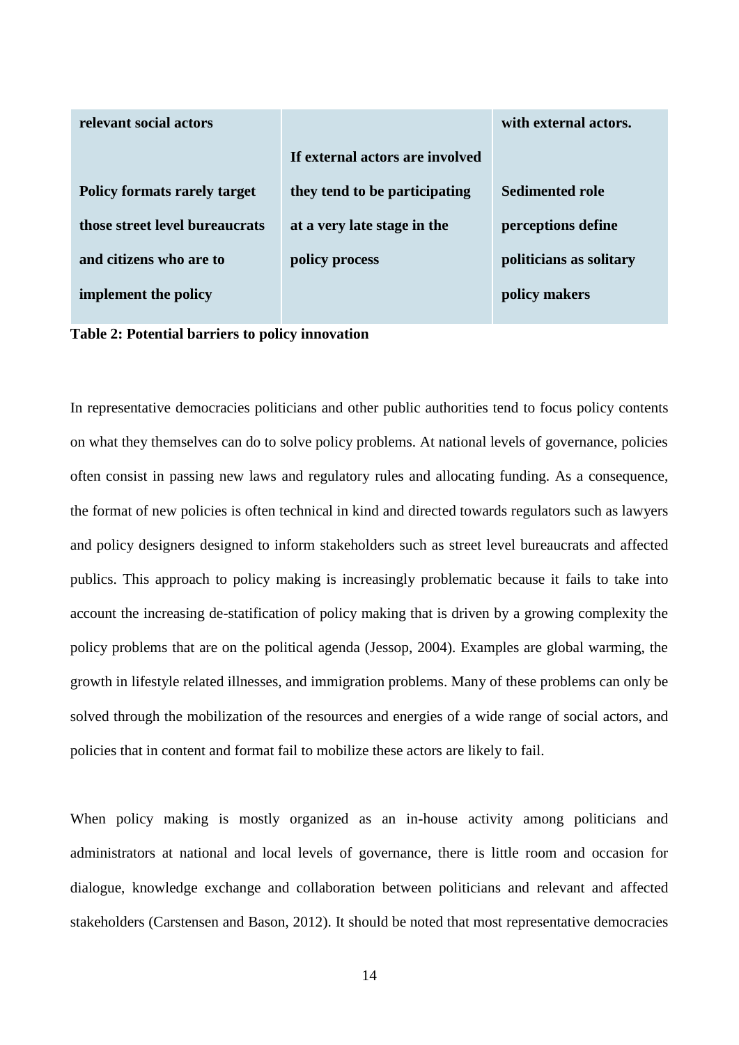| relevant social actors<br><br>Policy formats rarely target those street level bureaucrats and citizens who are to implement the policy | If external actors are involved they tend to be participating at a very late stage in the policy process | with external actors.<br><br>Sedimented role perceptions define politicians as solitary policy makers |
|---|---|---|

**Table 2: Potential barriers to policy innovation**

In representative democracies politicians and other public authorities tend to focus policy contents on what they themselves can do to solve policy problems. At national levels of governance, policies often consist in passing new laws and regulatory rules and allocating funding. As a consequence, the format of new policies is often technical in kind and directed towards regulators such as lawyers and policy designers designed to inform stakeholders such as street level bureaucrats and affected publics. This approach to policy making is increasingly problematic because it fails to take into account the increasing de-statification of policy making that is driven by a growing complexity the policy problems that are on the political agenda (Jessop, 2004). Examples are global warming, the growth in lifestyle related illnesses, and immigration problems. Many of these problems can only be solved through the mobilization of the resources and energies of a wide range of social actors, and policies that in content and format fail to mobilize these actors are likely to fail.

When policy making is mostly organized as an in-house activity among politicians and administrators at national and local levels of governance, there is little room and occasion for dialogue, knowledge exchange and collaboration between politicians and relevant and affected stakeholders (Carstensen and Bason, 2012). It should be noted that most representative democracies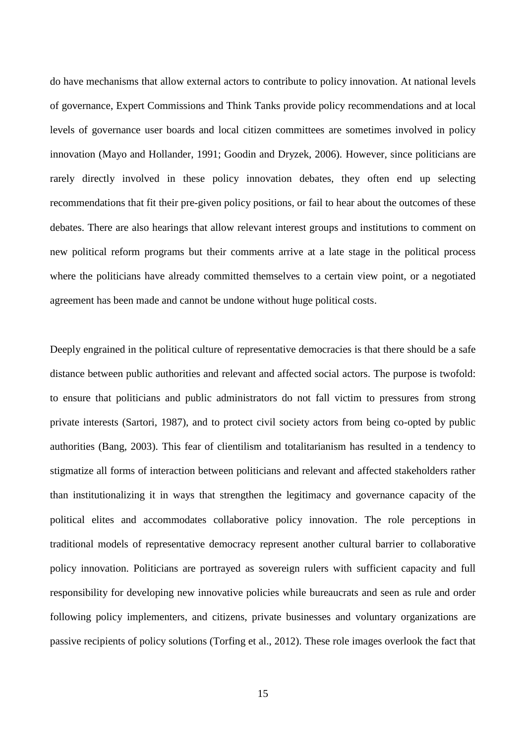do have mechanisms that allow external actors to contribute to policy innovation. At national levels of governance, Expert Commissions and Think Tanks provide policy recommendations and at local levels of governance user boards and local citizen committees are sometimes involved in policy innovation (Mayo and Hollander, 1991; Goodin and Dryzek, 2006). However, since politicians are rarely directly involved in these policy innovation debates, they often end up selecting recommendations that fit their pre-given policy positions, or fail to hear about the outcomes of these debates. There are also hearings that allow relevant interest groups and institutions to comment on new political reform programs but their comments arrive at a late stage in the political process where the politicians have already committed themselves to a certain view point, or a negotiated agreement has been made and cannot be undone without huge political costs.

Deeply engrained in the political culture of representative democracies is that there should be a safe distance between public authorities and relevant and affected social actors. The purpose is twofold: to ensure that politicians and public administrators do not fall victim to pressures from strong private interests (Sartori, 1987), and to protect civil society actors from being co-opted by public authorities (Bang, 2003). This fear of clientilism and totalitarianism has resulted in a tendency to stigmatize all forms of interaction between politicians and relevant and affected stakeholders rather than institutionalizing it in ways that strengthen the legitimacy and governance capacity of the political elites and accommodates collaborative policy innovation. The role perceptions in traditional models of representative democracy represent another cultural barrier to collaborative policy innovation. Politicians are portrayed as sovereign rulers with sufficient capacity and full responsibility for developing new innovative policies while bureaucrats and seen as rule and order following policy implementers, and citizens, private businesses and voluntary organizations are passive recipients of policy solutions (Torfing et al., 2012). These role images overlook the fact that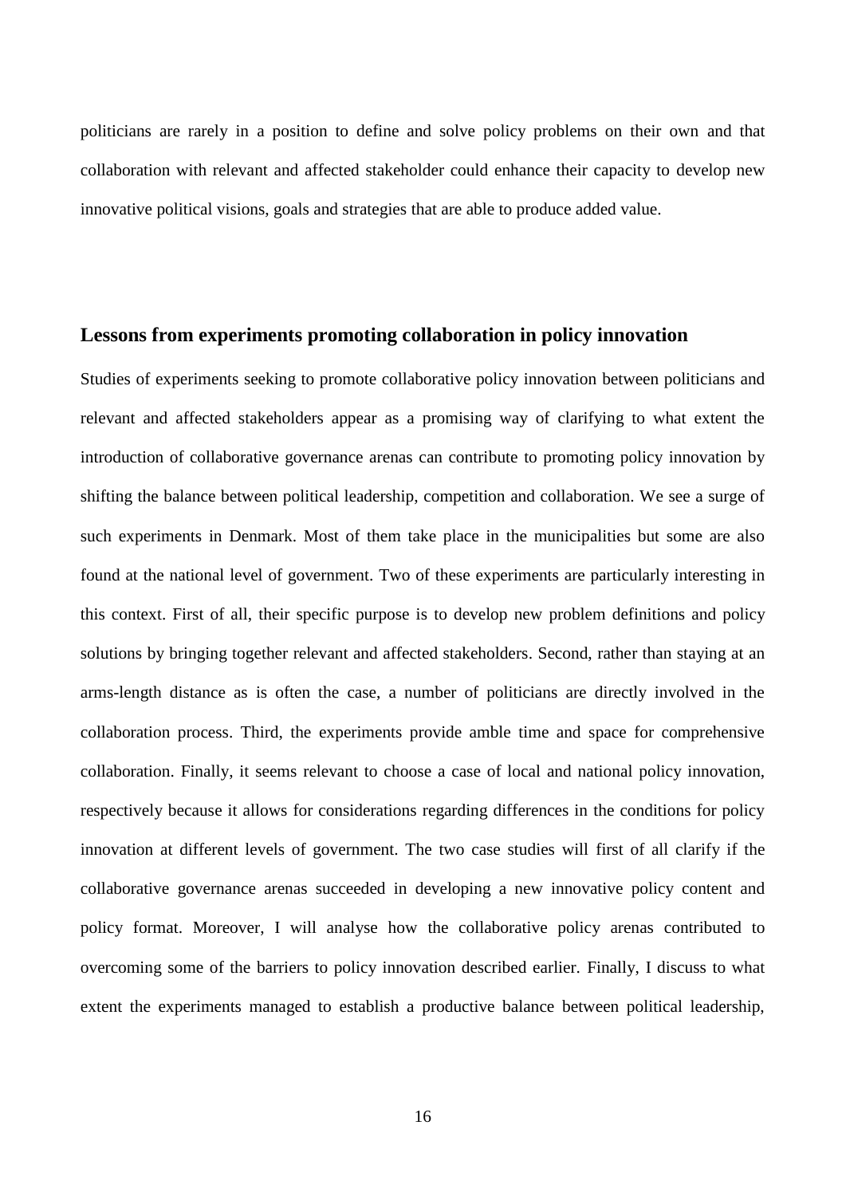politicians are rarely in a position to define and solve policy problems on their own and that collaboration with relevant and affected stakeholder could enhance their capacity to develop new innovative political visions, goals and strategies that are able to produce added value.

## Lessons from experiments promoting collaboration in policy innovation

Studies of experiments seeking to promote collaborative policy innovation between politicians and relevant and affected stakeholders appear as a promising way of clarifying to what extent the introduction of collaborative governance arenas can contribute to promoting policy innovation by shifting the balance between political leadership, competition and collaboration. We see a surge of such experiments in Denmark. Most of them take place in the municipalities but some are also found at the national level of government. Two of these experiments are particularly interesting in this context. First of all, their specific purpose is to develop new problem definitions and policy solutions by bringing together relevant and affected stakeholders. Second, rather than staying at an arms-length distance as is often the case, a number of politicians are directly involved in the collaboration process. Third, the experiments provide amble time and space for comprehensive collaboration. Finally, it seems relevant to choose a case of local and national policy innovation, respectively because it allows for considerations regarding differences in the conditions for policy innovation at different levels of government. The two case studies will first of all clarify if the collaborative governance arenas succeeded in developing a new innovative policy content and policy format. Moreover, I will analyse how the collaborative policy arenas contributed to overcoming some of the barriers to policy innovation described earlier. Finally, I discuss to what extent the experiments managed to establish a productive balance between political leadership,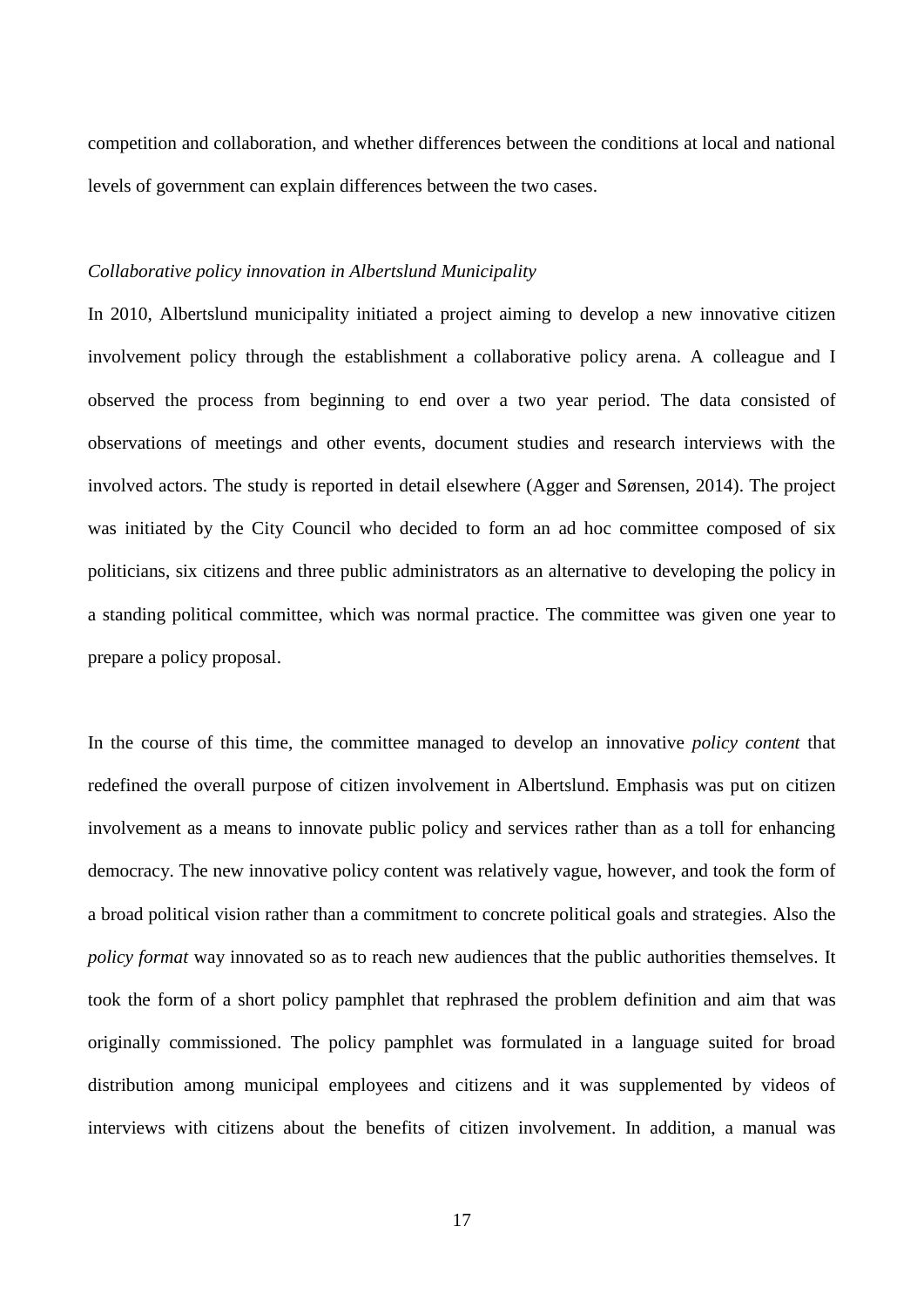competition and collaboration, and whether differences between the conditions at local and national levels of government can explain differences between the two cases.

*Collaborative policy innovation in Albertslund Municipality*

In 2010, Albertslund municipality initiated a project aiming to develop a new innovative citizen involvement policy through the establishment a collaborative policy arena. A colleague and I observed the process from beginning to end over a two year period. The data consisted of observations of meetings and other events, document studies and research interviews with the involved actors. The study is reported in detail elsewhere (Agger and Sørensen, 2014). The project was initiated by the City Council who decided to form an ad hoc committee composed of six politicians, six citizens and three public administrators as an alternative to developing the policy in a standing political committee, which was normal practice. The committee was given one year to prepare a policy proposal.

In the course of this time, the committee managed to develop an innovative *policy content* that redefined the overall purpose of citizen involvement in Albertslund. Emphasis was put on citizen involvement as a means to innovate public policy and services rather than as a toll for enhancing democracy. The new innovative policy content was relatively vague, however, and took the form of a broad political vision rather than a commitment to concrete political goals and strategies. Also the *policy format* way innovated so as to reach new audiences that the public authorities themselves. It took the form of a short policy pamphlet that rephrased the problem definition and aim that was originally commissioned. The policy pamphlet was formulated in a language suited for broad distribution among municipal employees and citizens and it was supplemented by videos of interviews with citizens about the benefits of citizen involvement. In addition, a manual was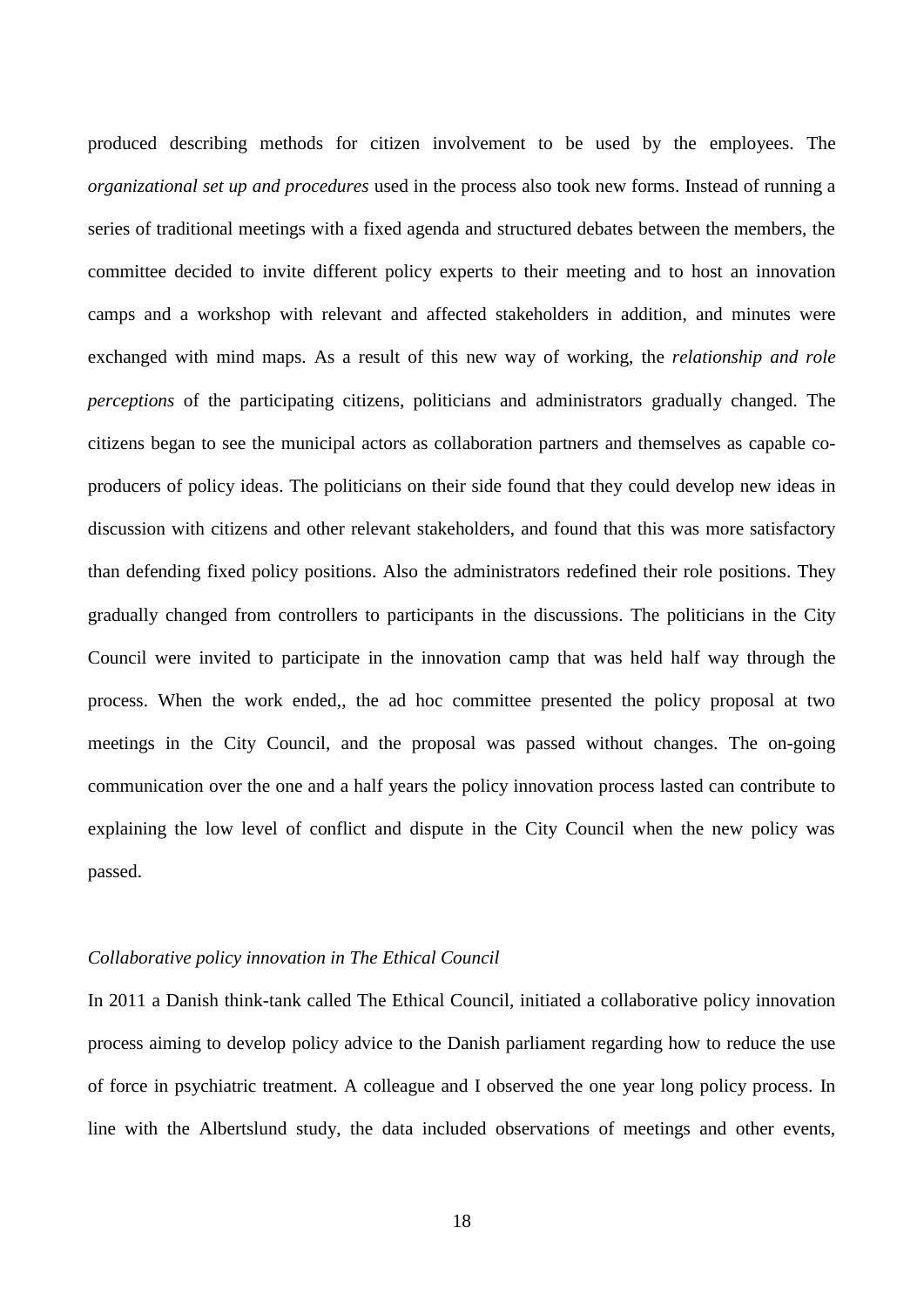produced describing methods for citizen involvement to be used by the employees. The *organizational set up and procedures* used in the process also took new forms. Instead of running a series of traditional meetings with a fixed agenda and structured debates between the members, the committee decided to invite different policy experts to their meeting and to host an innovation camps and a workshop with relevant and affected stakeholders in addition, and minutes were exchanged with mind maps. As a result of this new way of working, the *relationship and role perceptions* of the participating citizens, politicians and administrators gradually changed. The citizens began to see the municipal actors as collaboration partners and themselves as capable co-producers of policy ideas. The politicians on their side found that they could develop new ideas in discussion with citizens and other relevant stakeholders, and found that this was more satisfactory than defending fixed policy positions. Also the administrators redefined their role positions. They gradually changed from controllers to participants in the discussions. The politicians in the City Council were invited to participate in the innovation camp that was held half way through the process. When the work ended,, the ad hoc committee presented the policy proposal at two meetings in the City Council, and the proposal was passed without changes. The on-going communication over the one and a half years the policy innovation process lasted can contribute to explaining the low level of conflict and dispute in the City Council when the new policy was passed.

*Collaborative policy innovation in The Ethical Council*

In 2011 a Danish think-tank called The Ethical Council, initiated a collaborative policy innovation process aiming to develop policy advice to the Danish parliament regarding how to reduce the use of force in psychiatric treatment. A colleague and I observed the one year long policy process. In line with the Albertslund study, the data included observations of meetings and other events,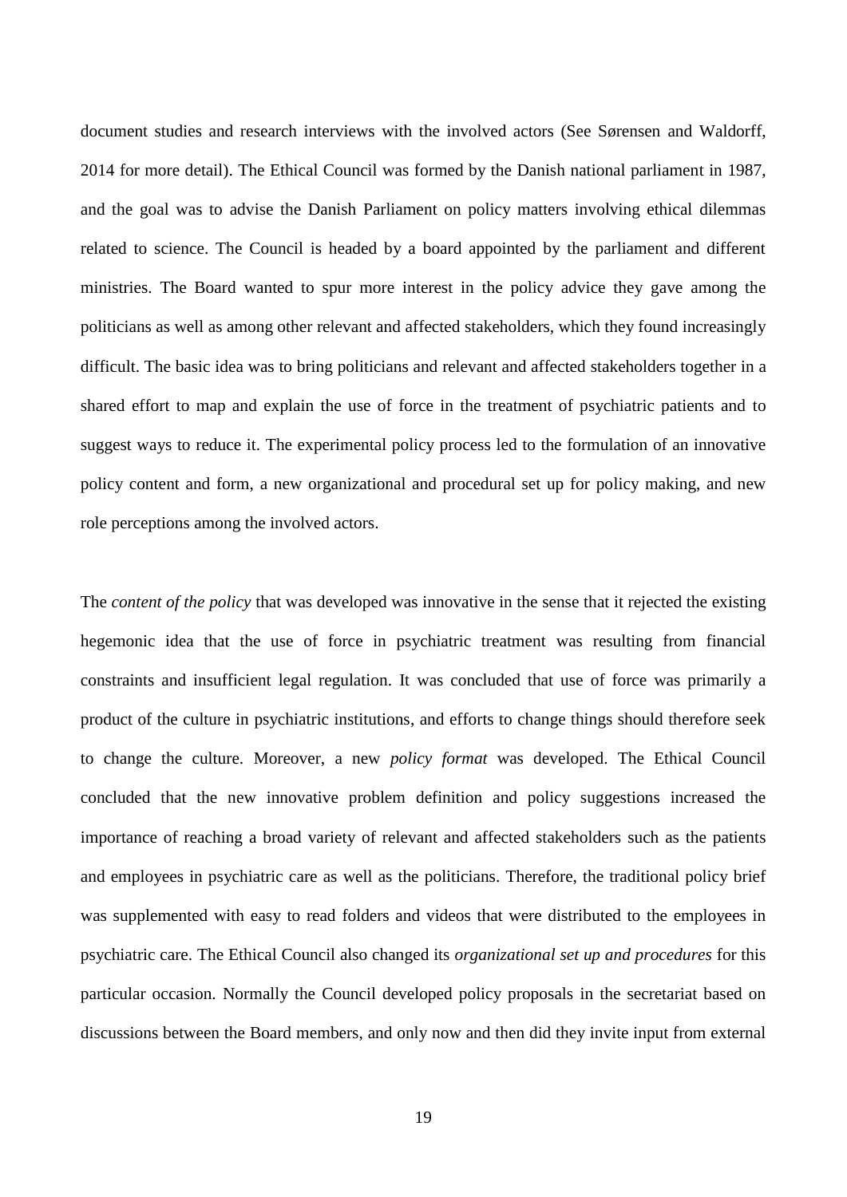document studies and research interviews with the involved actors (See Sørensen and Waldorff, 2014 for more detail). The Ethical Council was formed by the Danish national parliament in 1987, and the goal was to advise the Danish Parliament on policy matters involving ethical dilemmas related to science. The Council is headed by a board appointed by the parliament and different ministries. The Board wanted to spur more interest in the policy advice they gave among the politicians as well as among other relevant and affected stakeholders, which they found increasingly difficult. The basic idea was to bring politicians and relevant and affected stakeholders together in a shared effort to map and explain the use of force in the treatment of psychiatric patients and to suggest ways to reduce it. The experimental policy process led to the formulation of an innovative policy content and form, a new organizational and procedural set up for policy making, and new role perceptions among the involved actors.

The *content of the policy* that was developed was innovative in the sense that it rejected the existing hegemonic idea that the use of force in psychiatric treatment was resulting from financial constraints and insufficient legal regulation. It was concluded that use of force was primarily a product of the culture in psychiatric institutions, and efforts to change things should therefore seek to change the culture. Moreover, a new *policy format* was developed. The Ethical Council concluded that the new innovative problem definition and policy suggestions increased the importance of reaching a broad variety of relevant and affected stakeholders such as the patients and employees in psychiatric care as well as the politicians. Therefore, the traditional policy brief was supplemented with easy to read folders and videos that were distributed to the employees in psychiatric care. The Ethical Council also changed its *organizational set up and procedures* for this particular occasion. Normally the Council developed policy proposals in the secretariat based on discussions between the Board members, and only now and then did they invite input from external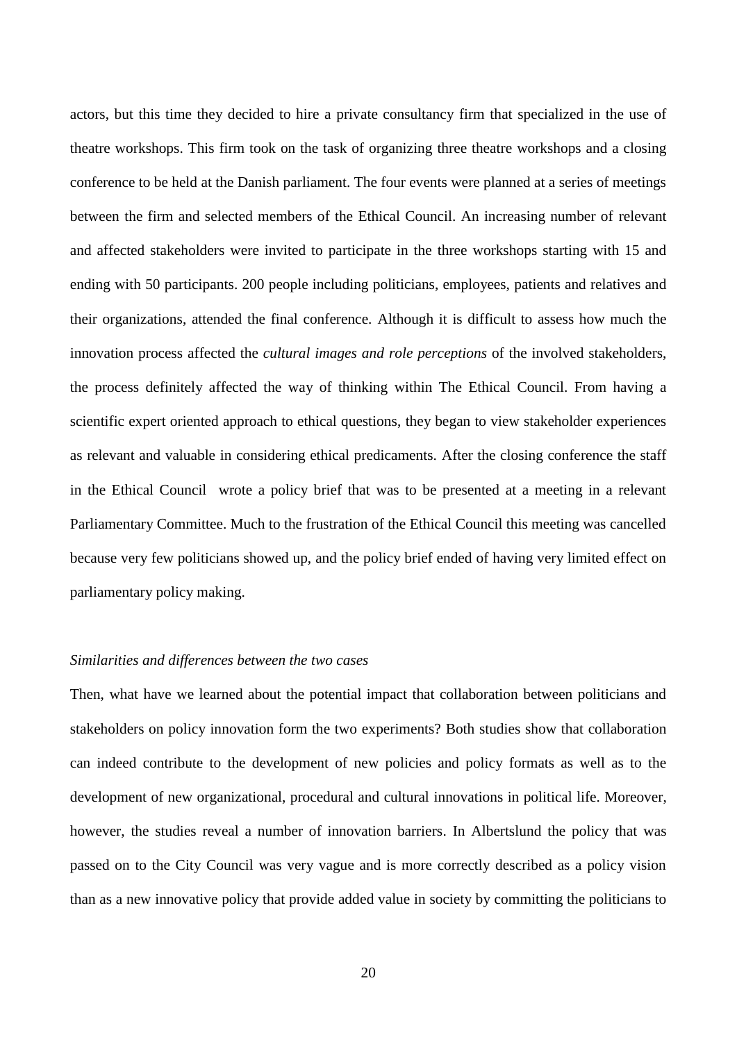actors, but this time they decided to hire a private consultancy firm that specialized in the use of theatre workshops. This firm took on the task of organizing three theatre workshops and a closing conference to be held at the Danish parliament. The four events were planned at a series of meetings between the firm and selected members of the Ethical Council. An increasing number of relevant and affected stakeholders were invited to participate in the three workshops starting with 15 and ending with 50 participants. 200 people including politicians, employees, patients and relatives and their organizations, attended the final conference. Although it is difficult to assess how much the innovation process affected the *cultural images and role perceptions* of the involved stakeholders, the process definitely affected the way of thinking within The Ethical Council. From having a scientific expert oriented approach to ethical questions, they began to view stakeholder experiences as relevant and valuable in considering ethical predicaments. After the closing conference the staff in the Ethical Council wrote a policy brief that was to be presented at a meeting in a relevant Parliamentary Committee. Much to the frustration of the Ethical Council this meeting was cancelled because very few politicians showed up, and the policy brief ended of having very limited effect on parliamentary policy making.

*Similarities and differences between the two cases*

Then, what have we learned about the potential impact that collaboration between politicians and stakeholders on policy innovation form the two experiments? Both studies show that collaboration can indeed contribute to the development of new policies and policy formats as well as to the development of new organizational, procedural and cultural innovations in political life. Moreover, however, the studies reveal a number of innovation barriers. In Albertslund the policy that was passed on to the City Council was very vague and is more correctly described as a policy vision than as a new innovative policy that provide added value in society by committing the politicians to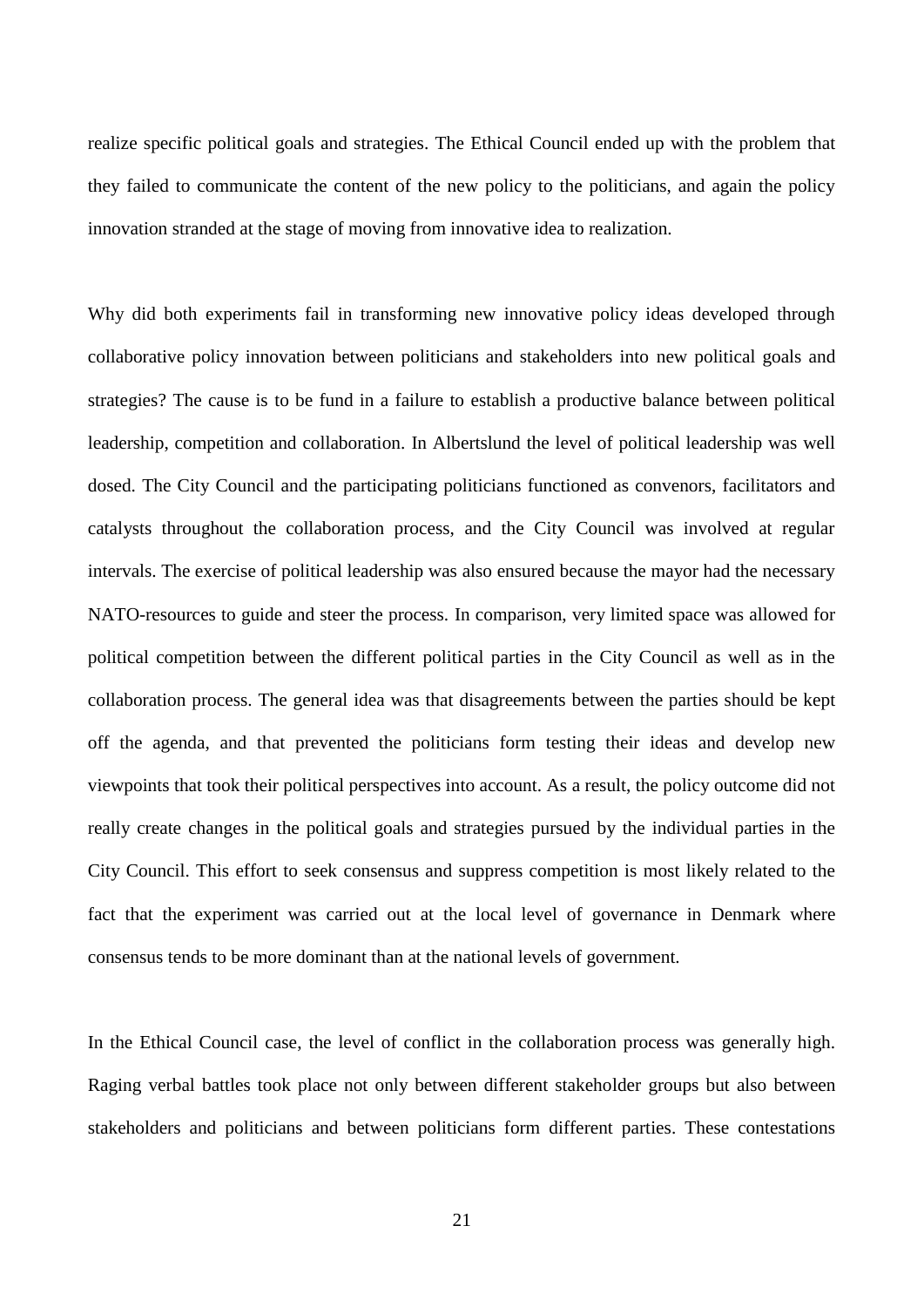realize specific political goals and strategies. The Ethical Council ended up with the problem that they failed to communicate the content of the new policy to the politicians, and again the policy innovation stranded at the stage of moving from innovative idea to realization.

Why did both experiments fail in transforming new innovative policy ideas developed through collaborative policy innovation between politicians and stakeholders into new political goals and strategies? The cause is to be fund in a failure to establish a productive balance between political leadership, competition and collaboration. In Albertslund the level of political leadership was well dosed. The City Council and the participating politicians functioned as convenors, facilitators and catalysts throughout the collaboration process, and the City Council was involved at regular intervals. The exercise of political leadership was also ensured because the mayor had the necessary NATO-resources to guide and steer the process. In comparison, very limited space was allowed for political competition between the different political parties in the City Council as well as in the collaboration process. The general idea was that disagreements between the parties should be kept off the agenda, and that prevented the politicians form testing their ideas and develop new viewpoints that took their political perspectives into account. As a result, the policy outcome did not really create changes in the political goals and strategies pursued by the individual parties in the City Council. This effort to seek consensus and suppress competition is most likely related to the fact that the experiment was carried out at the local level of governance in Denmark where consensus tends to be more dominant than at the national levels of government.

In the Ethical Council case, the level of conflict in the collaboration process was generally high. Raging verbal battles took place not only between different stakeholder groups but also between stakeholders and politicians and between politicians form different parties. These contestations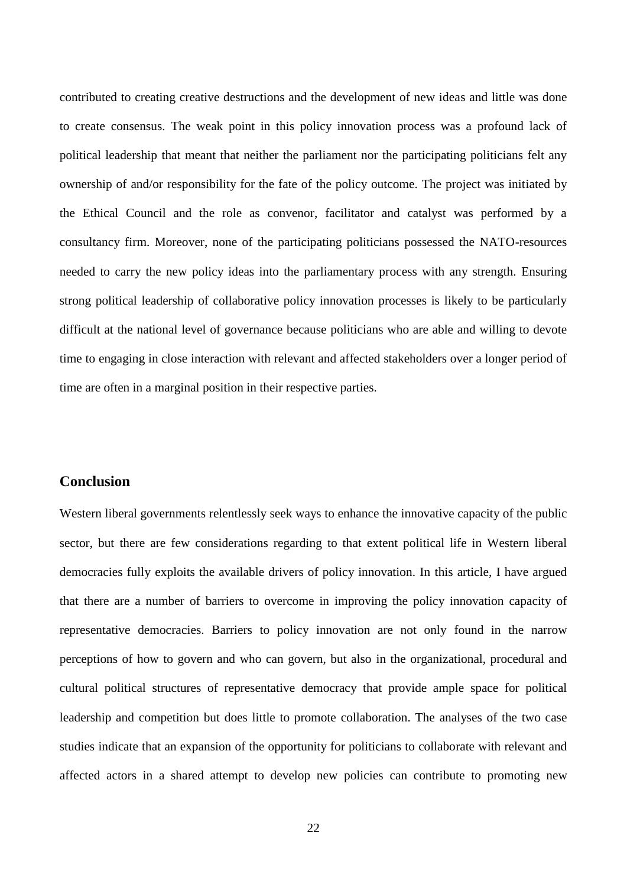contributed to creating creative destructions and the development of new ideas and little was done to create consensus. The weak point in this policy innovation process was a profound lack of political leadership that meant that neither the parliament nor the participating politicians felt any ownership of and/or responsibility for the fate of the policy outcome. The project was initiated by the Ethical Council and the role as convenor, facilitator and catalyst was performed by a consultancy firm. Moreover, none of the participating politicians possessed the NATO-resources needed to carry the new policy ideas into the parliamentary process with any strength. Ensuring strong political leadership of collaborative policy innovation processes is likely to be particularly difficult at the national level of governance because politicians who are able and willing to devote time to engaging in close interaction with relevant and affected stakeholders over a longer period of time are often in a marginal position in their respective parties.

## Conclusion

Western liberal governments relentlessly seek ways to enhance the innovative capacity of the public sector, but there are few considerations regarding to that extent political life in Western liberal democracies fully exploits the available drivers of policy innovation. In this article, I have argued that there are a number of barriers to overcome in improving the policy innovation capacity of representative democracies. Barriers to policy innovation are not only found in the narrow perceptions of how to govern and who can govern, but also in the organizational, procedural and cultural political structures of representative democracy that provide ample space for political leadership and competition but does little to promote collaboration. The analyses of the two case studies indicate that an expansion of the opportunity for politicians to collaborate with relevant and affected actors in a shared attempt to develop new policies can contribute to promoting new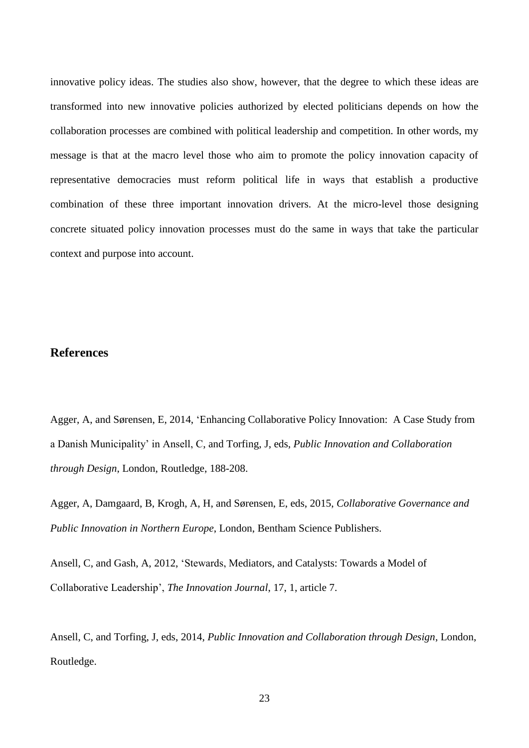innovative policy ideas. The studies also show, however, that the degree to which these ideas are transformed into new innovative policies authorized by elected politicians depends on how the collaboration processes are combined with political leadership and competition. In other words, my message is that at the macro level those who aim to promote the policy innovation capacity of representative democracies must reform political life in ways that establish a productive combination of these three important innovation drivers. At the micro-level those designing concrete situated policy innovation processes must do the same in ways that take the particular context and purpose into account.

## References

Agger, A, and Sørensen, E, 2014, 'Enhancing Collaborative Policy Innovation: A Case Study from a Danish Municipality' in Ansell, C, and Torfing, J, eds, *Public Innovation and Collaboration through Design*, London, Routledge, 188-208.

Agger, A, Damgaard, B, Krogh, A, H, and Sørensen, E, eds, 2015, *Collaborative Governance and Public Innovation in Northern Europe*, London, Bentham Science Publishers.

Ansell, C, and Gash, A, 2012, 'Stewards, Mediators, and Catalysts: Towards a Model of Collaborative Leadership', *The Innovation Journal*, 17, 1, article 7.

Ansell, C, and Torfing, J, eds, 2014, *Public Innovation and Collaboration through Design*, London, Routledge.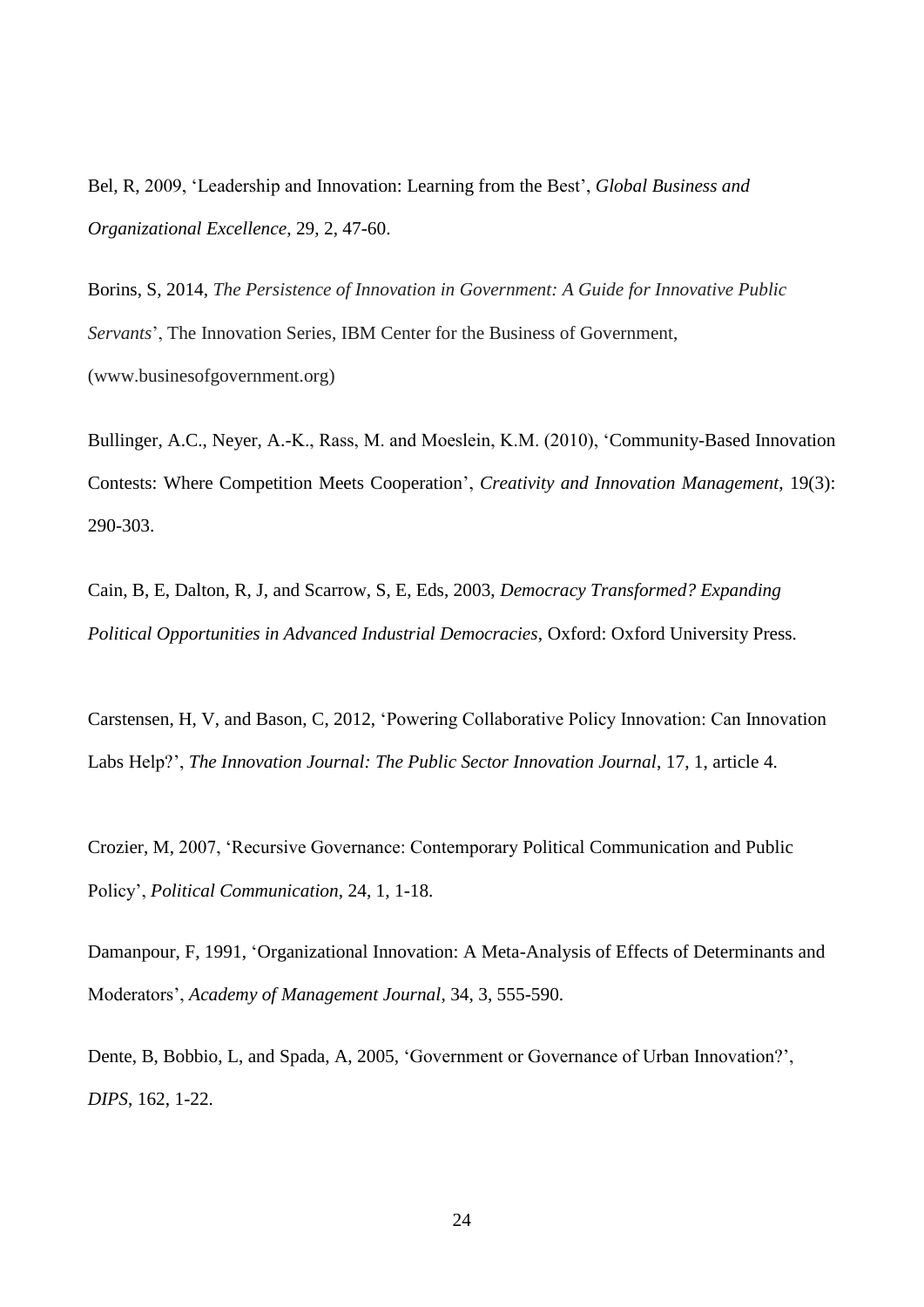Bel, R, 2009, 'Leadership and Innovation: Learning from the Best', *Global Business and Organizational Excellence*, 29, 2, 47-60.

Borins, S, 2014, *The Persistence of Innovation in Government: A Guide for Innovative Public Servants*', The Innovation Series, IBM Center for the Business of Government, (www.businesofgovernment.org)

Bullinger, A.C., Neyer, A.-K., Rass, M. and Moeslein, K.M. (2010), 'Community-Based Innovation Contests: Where Competition Meets Cooperation', *Creativity and Innovation Management*, 19(3): 290-303.

Cain, B, E, Dalton, R, J, and Scarrow, S, E, Eds, 2003, *Democracy Transformed? Expanding Political Opportunities in Advanced Industrial Democracies*, Oxford: Oxford University Press.

Carstensen, H, V, and Bason, C, 2012, 'Powering Collaborative Policy Innovation: Can Innovation Labs Help?', *The Innovation Journal: The Public Sector Innovation Journal*, 17, 1, article 4.

Crozier, M, 2007, 'Recursive Governance: Contemporary Political Communication and Public Policy', *Political Communication*, 24, 1, 1-18.

Damanpour, F, 1991, 'Organizational Innovation: A Meta-Analysis of Effects of Determinants and Moderators', *Academy of Management Journal*, 34, 3, 555-590.

Dente, B, Bobbio, L, and Spada, A, 2005, 'Government or Governance of Urban Innovation?', *DIPS*, 162, 1-22.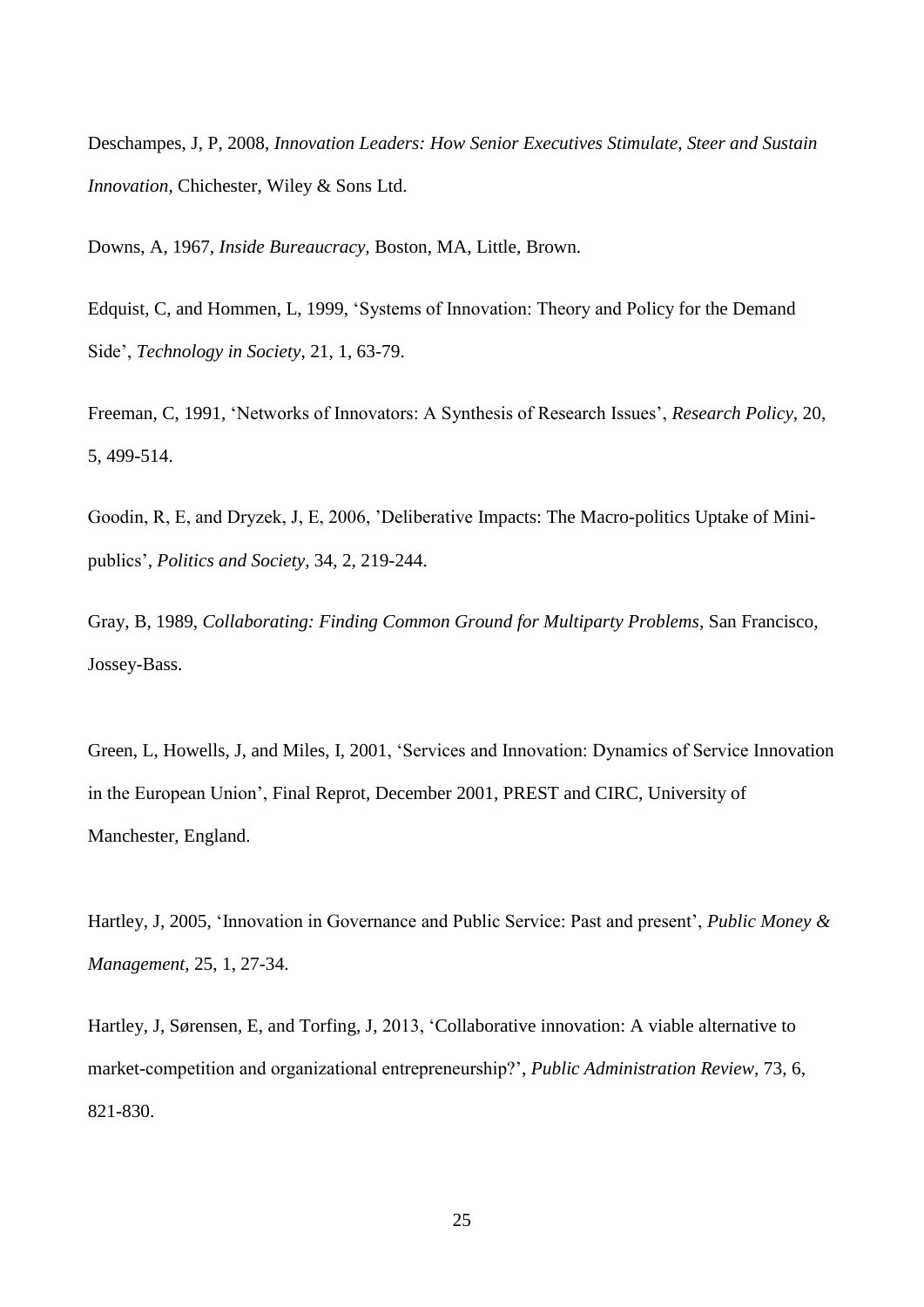Deschampes, J, P, 2008, *Innovation Leaders: How Senior Executives Stimulate, Steer and Sustain Innovation*, Chichester, Wiley & Sons Ltd.

Downs, A, 1967, *Inside Bureaucracy*, Boston, MA, Little, Brown.

Edquist, C, and Hommen, L, 1999, 'Systems of Innovation: Theory and Policy for the Demand Side', *Technology in Society*, 21, 1, 63-79.

Freeman, C, 1991, 'Networks of Innovators: A Synthesis of Research Issues', *Research Policy*, 20, 5, 499-514.

Goodin, R, E, and Dryzek, J, E, 2006, 'Deliberative Impacts: The Macro-politics Uptake of Mini-publics', *Politics and Society*, 34, 2, 219-244.

Gray, B, 1989, *Collaborating: Finding Common Ground for Multiparty Problems*, San Francisco, Jossey-Bass.

Green, L, Howells, J, and Miles, I, 2001, 'Services and Innovation: Dynamics of Service Innovation in the European Union', Final Reprot, December 2001, PREST and CIRC, University of Manchester, England.

Hartley, J, 2005, 'Innovation in Governance and Public Service: Past and present', *Public Money & Management*, 25, 1, 27-34.

Hartley, J, Sørensen, E, and Torfing, J, 2013, 'Collaborative innovation: A viable alternative to market-competition and organizational entrepreneurship?', *Public Administration Review*, 73, 6, 821-830.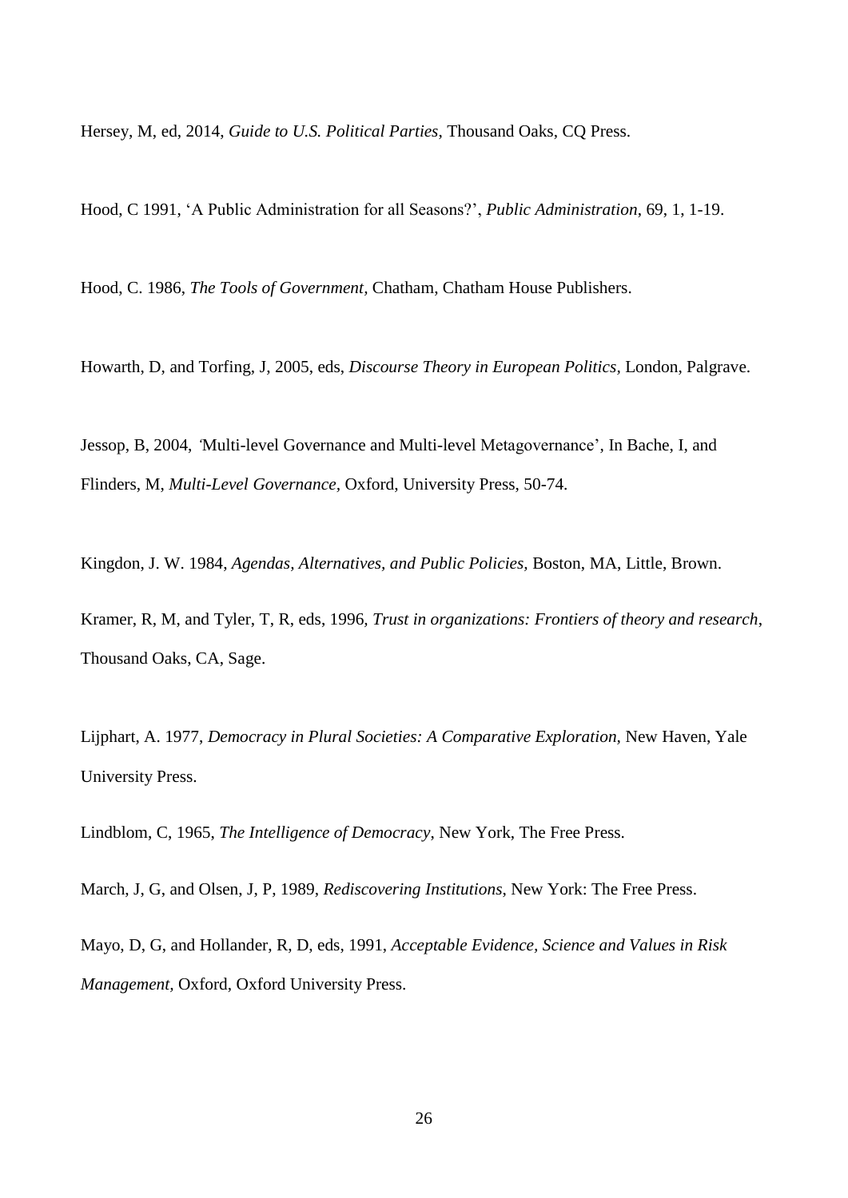Hersey, M, ed, 2014, *Guide to U.S. Political Parties*, Thousand Oaks, CQ Press.

Hood, C 1991, 'A Public Administration for all Seasons?', *Public Administration*, 69, 1, 1-19.

Hood, C. 1986, *The Tools of Government*, Chatham, Chatham House Publishers.

Howarth, D, and Torfing, J, 2005, eds, *Discourse Theory in European Politics*, London, Palgrave.

Jessop, B, 2004, 'Multi-level Governance and Multi-level Metagovernance', In Bache, I, and Flinders, M, *Multi-Level Governance*, Oxford, University Press, 50-74.

Kingdon, J. W. 1984, *Agendas, Alternatives, and Public Policies*, Boston, MA, Little, Brown.

Kramer, R, M, and Tyler, T, R, eds, 1996, *Trust in organizations: Frontiers of theory and research*, Thousand Oaks, CA, Sage.

Lijphart, A. 1977, *Democracy in Plural Societies: A Comparative Exploration*, New Haven, Yale University Press.

Lindblom, C, 1965, *The Intelligence of Democracy*, New York, The Free Press.

March, J, G, and Olsen, J, P, 1989, *Rediscovering Institutions*, New York: The Free Press.

Mayo, D, G, and Hollander, R, D, eds, 1991, *Acceptable Evidence, Science and Values in Risk Management*, Oxford, Oxford University Press.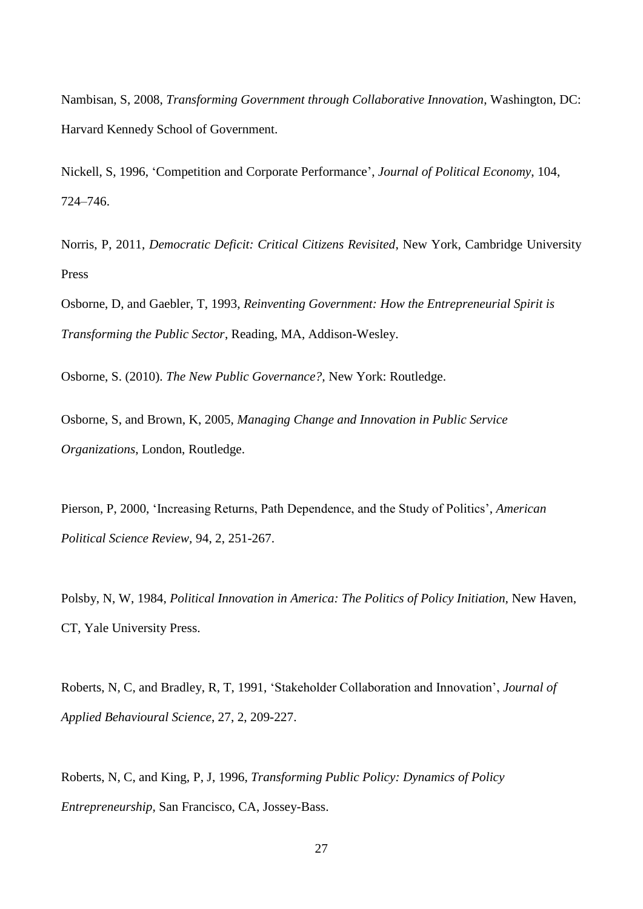Nambisan, S, 2008, *Transforming Government through Collaborative Innovation*, Washington, DC: Harvard Kennedy School of Government.

Nickell, S, 1996, 'Competition and Corporate Performance', *Journal of Political Economy*, 104, 724–746.

Norris, P, 2011, *Democratic Deficit: Critical Citizens Revisited*, New York, Cambridge University Press

Osborne, D, and Gaebler, T, 1993, *Reinventing Government: How the Entrepreneurial Spirit is Transforming the Public Sector*, Reading, MA, Addison-Wesley.

Osborne, S. (2010). *The New Public Governance?,* New York: Routledge.

Osborne, S, and Brown, K, 2005, *Managing Change and Innovation in Public Service Organizations*, London, Routledge.

Pierson, P, 2000, 'Increasing Returns, Path Dependence, and the Study of Politics', *American Political Science Review*, 94, 2, 251-267.

Polsby, N, W, 1984, *Political Innovation in America: The Politics of Policy Initiation*, New Haven, CT, Yale University Press.

Roberts, N, C, and Bradley, R, T, 1991, 'Stakeholder Collaboration and Innovation', *Journal of Applied Behavioural Science*, 27, 2, 209-227.

Roberts, N, C, and King, P, J, 1996, *Transforming Public Policy: Dynamics of Policy Entrepreneurship*, San Francisco, CA, Jossey-Bass.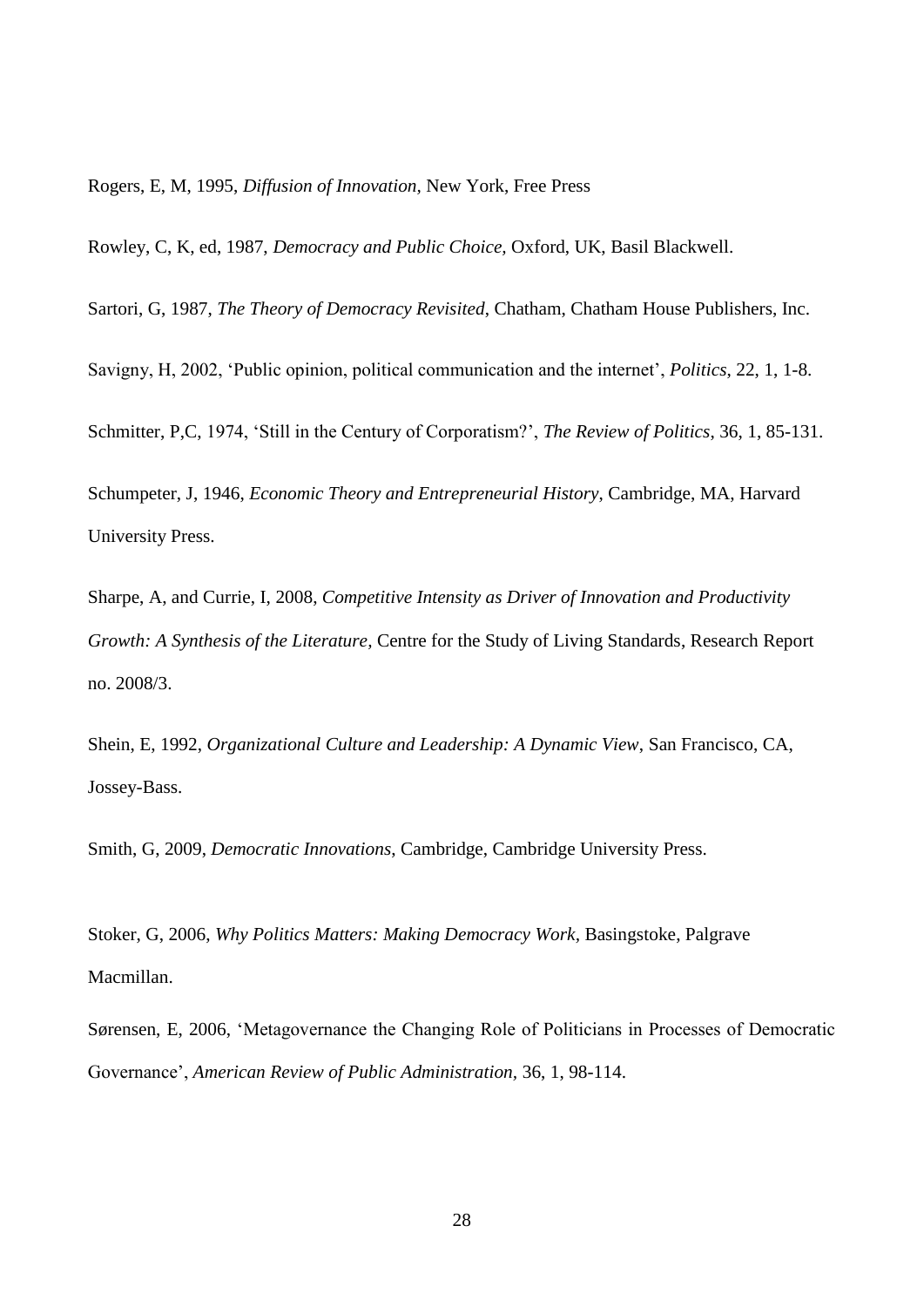Rogers, E, M, 1995, *Diffusion of Innovation,* New York, Free Press

Rowley, C, K, ed, 1987, *Democracy and Public Choice*, Oxford, UK, Basil Blackwell.

Sartori, G, 1987, *The Theory of Democracy Revisited*, Chatham, Chatham House Publishers, Inc.

Savigny, H, 2002, 'Public opinion, political communication and the internet', *Politics,* 22, 1, 1-8.

Schmitter, P,C, 1974, 'Still in the Century of Corporatism?', *The Review of Politics*, 36, 1, 85-131.

Schumpeter, J, 1946, *Economic Theory and Entrepreneurial History*, Cambridge, MA, Harvard University Press.

Sharpe, A, and Currie, I, 2008, *Competitive Intensity as Driver of Innovation and Productivity Growth: A Synthesis of the Literature,* Centre for the Study of Living Standards, Research Report no. 2008/3.

Shein, E, 1992, *Organizational Culture and Leadership: A Dynamic View*, San Francisco, CA, Jossey-Bass.

Smith, G, 2009, *Democratic Innovations*, Cambridge, Cambridge University Press.

Stoker, G, 2006, *Why Politics Matters: Making Democracy Work,* Basingstoke, Palgrave Macmillan.

Sørensen, E, 2006, 'Metagovernance the Changing Role of Politicians in Processes of Democratic Governance', *American Review of Public Administration*, 36, 1, 98-114.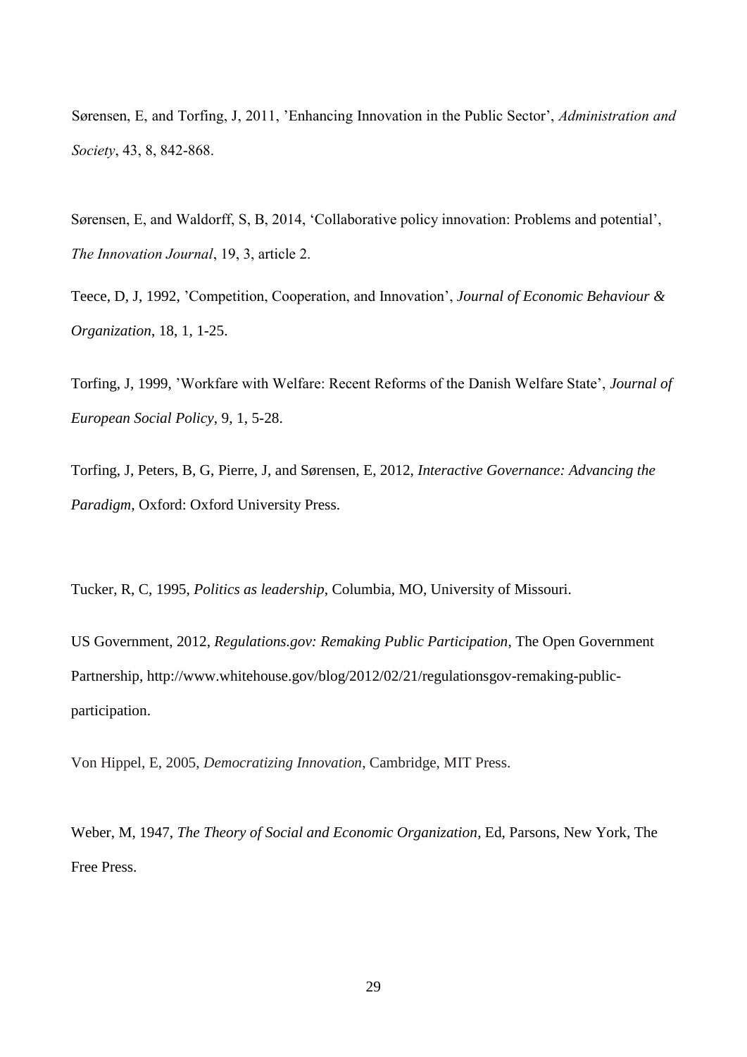Sørensen, E, and Torfing, J, 2011, ’Enhancing Innovation in the Public Sector’, *Administration and Society*, 43, 8, 842-868.

Sørensen, E, and Waldorff, S, B, 2014, ‘Collaborative policy innovation: Problems and potential’, *The Innovation Journal*, 19, 3, article 2.

Teece, D, J, 1992, ’Competition, Cooperation, and Innovation’, *Journal of Economic Behaviour & Organization*, 18, 1, 1-25.

Torfing, J, 1999, ’Workfare with Welfare: Recent Reforms of the Danish Welfare State’, *Journal of European Social Policy*, 9, 1, 5-28.

Torfing, J, Peters, B, G, Pierre, J, and Sørensen, E, 2012, *Interactive Governance: Advancing the Paradigm,* Oxford: Oxford University Press.

Tucker, R, C, 1995, *Politics as leadership*, Columbia, MO, University of Missouri.

US Government, 2012, *Regulations.gov: Remaking Public Participation*, The Open Government Partnership, http://www.whitehouse.gov/blog/2012/02/21/regulationsgov-remaking-public-participation.

Von Hippel, E, 2005, *Democratizing Innovation*, Cambridge, MIT Press.

Weber, M, 1947, *The Theory of Social and Economic Organization*, Ed, Parsons, New York, The Free Press.